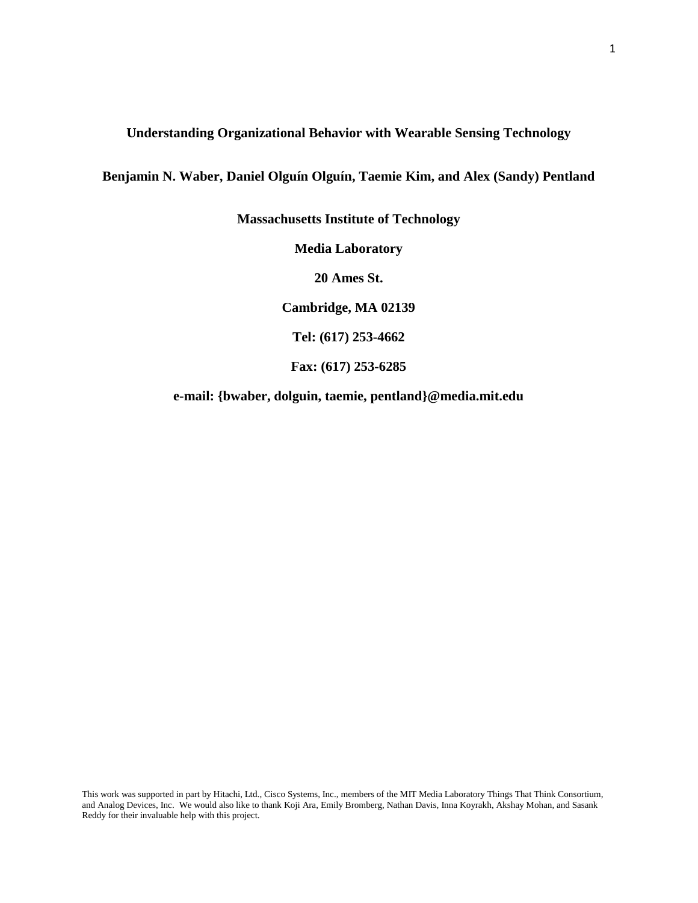# Understanding Organizational Behavior with Wearable Sensing Technology

**Benjamin N. Waber, Daniel Olguín Olguín, Taemie Kim, and Alex (Sandy) Pentland**

**Massachusetts Institute of Technology**

**Media Laboratory**

**20 Ames St.**

**Cambridge, MA 02139**

**Tel: (617) 253-4662**

**Fax: (617) 253-6285**

**e-mail: {bwaber, dolguin, taemie, pentland}@media.mit.edu**

This work was supported in part by Hitachi, Ltd., Cisco Systems, Inc., members of the MIT Media Laboratory Things That Think Consortium, and Analog Devices, Inc. We would also like to thank Koji Ara, Emily Bromberg, Nathan Davis, Inna Koyrakh, Akshay Mohan, and Sasank Reddy for their invaluable help with this project.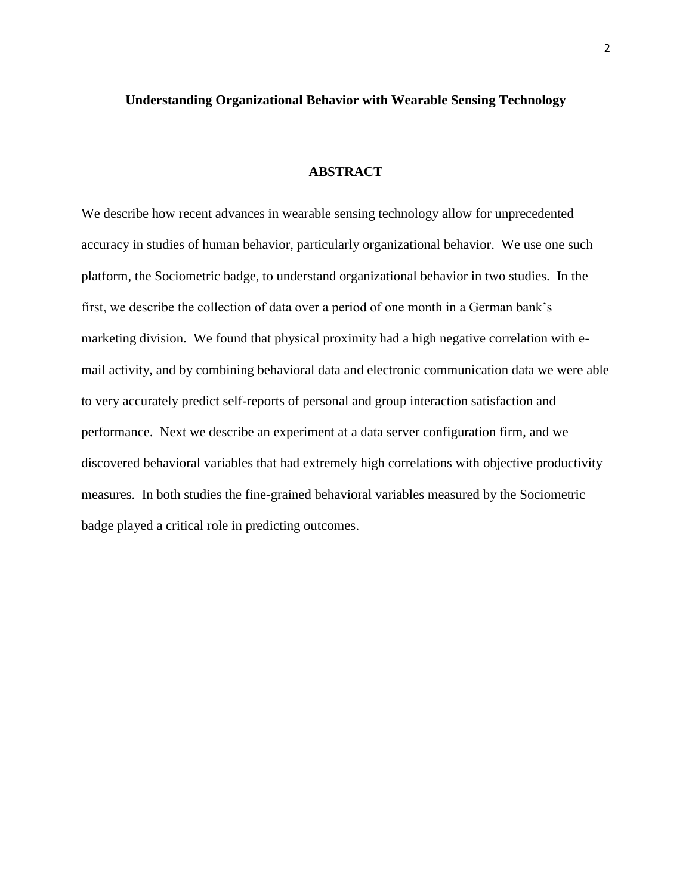**Understanding Organizational Behavior with Wearable Sensing Technology**

## ABSTRACT

We describe how recent advances in wearable sensing technology allow for unprecedented accuracy in studies of human behavior, particularly organizational behavior. We use one such platform, the Sociometric badge, to understand organizational behavior in two studies. In the first, we describe the collection of data over a period of one month in a German bank's marketing division. We found that physical proximity had a high negative correlation with e-mail activity, and by combining behavioral data and electronic communication data we were able to very accurately predict self-reports of personal and group interaction satisfaction and performance. Next we describe an experiment at a data server configuration firm, and we discovered behavioral variables that had extremely high correlations with objective productivity measures. In both studies the fine-grained behavioral variables measured by the Sociometric badge played a critical role in predicting outcomes.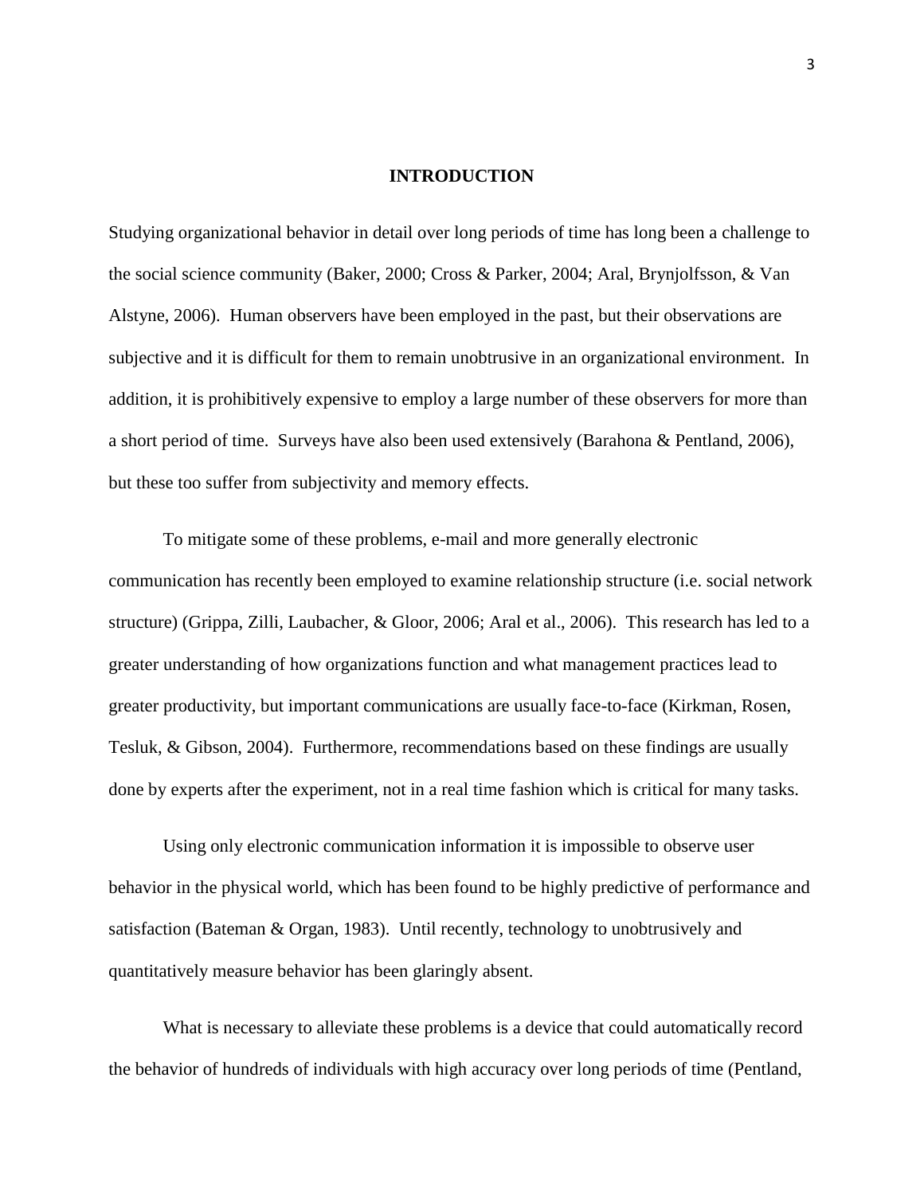# INTRODUCTION

Studying organizational behavior in detail over long periods of time has long been a challenge to the social science community (Baker, 2000; Cross & Parker, 2004; Aral, Brynjolfsson, & Van Alstyne, 2006). Human observers have been employed in the past, but their observations are subjective and it is difficult for them to remain unobtrusive in an organizational environment. In addition, it is prohibitively expensive to employ a large number of these observers for more than a short period of time. Surveys have also been used extensively (Barahona & Pentland, 2006), but these too suffer from subjectivity and memory effects.

To mitigate some of these problems, e-mail and more generally electronic communication has recently been employed to examine relationship structure (i.e. social network structure) (Grippa, Zilli, Laubacher, & Gloor, 2006; Aral et al., 2006). This research has led to a greater understanding of how organizations function and what management practices lead to greater productivity, but important communications are usually face-to-face (Kirkman, Rosen, Tesluk, & Gibson, 2004). Furthermore, recommendations based on these findings are usually done by experts after the experiment, not in a real time fashion which is critical for many tasks.

Using only electronic communication information it is impossible to observe user behavior in the physical world, which has been found to be highly predictive of performance and satisfaction (Bateman & Organ, 1983). Until recently, technology to unobtrusively and quantitatively measure behavior has been glaringly absent.

What is necessary to alleviate these problems is a device that could automatically record the behavior of hundreds of individuals with high accuracy over long periods of time (Pentland,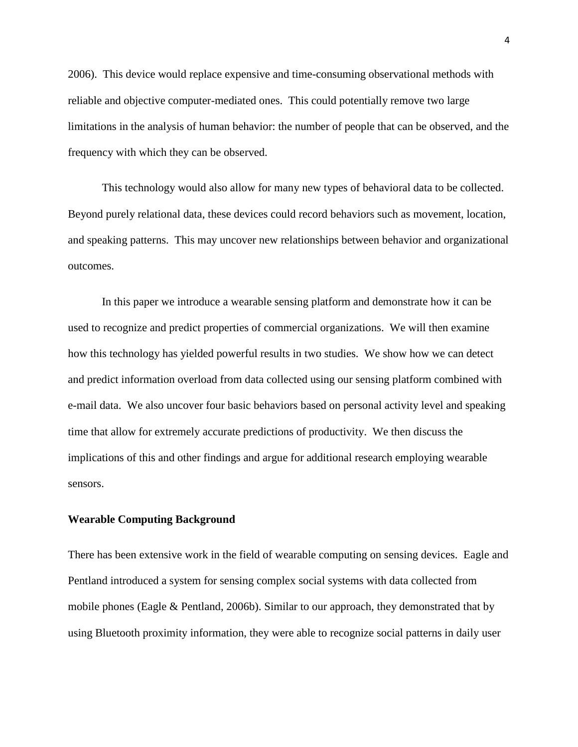2006). This device would replace expensive and time-consuming observational methods with reliable and objective computer-mediated ones. This could potentially remove two large limitations in the analysis of human behavior: the number of people that can be observed, and the frequency with which they can be observed.

This technology would also allow for many new types of behavioral data to be collected. Beyond purely relational data, these devices could record behaviors such as movement, location, and speaking patterns. This may uncover new relationships between behavior and organizational outcomes.

In this paper we introduce a wearable sensing platform and demonstrate how it can be used to recognize and predict properties of commercial organizations. We will then examine how this technology has yielded powerful results in two studies. We show how we can detect and predict information overload from data collected using our sensing platform combined with e-mail data. We also uncover four basic behaviors based on personal activity level and speaking time that allow for extremely accurate predictions of productivity. We then discuss the implications of this and other findings and argue for additional research employing wearable sensors.

**Wearable Computing Background**

There has been extensive work in the field of wearable computing on sensing devices. Eagle and Pentland introduced a system for sensing complex social systems with data collected from mobile phones (Eagle & Pentland, 2006b). Similar to our approach, they demonstrated that by using Bluetooth proximity information, they were able to recognize social patterns in daily user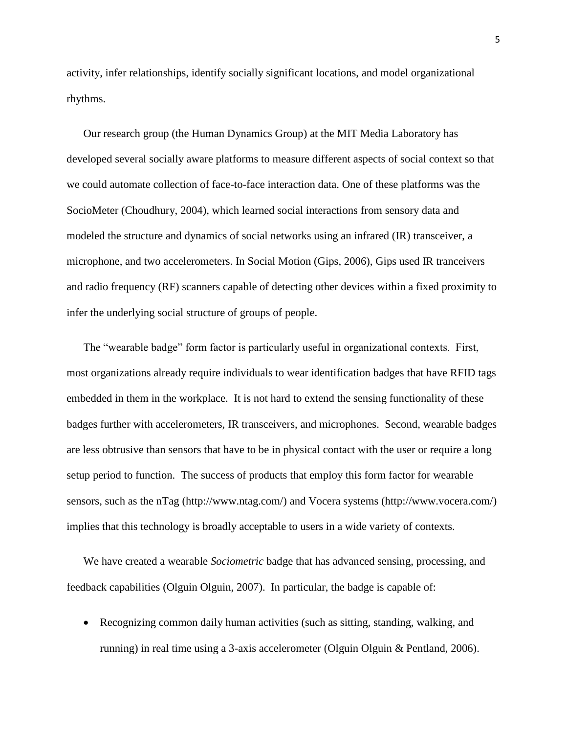activity, infer relationships, identify socially significant locations, and model organizational rhythms.

Our research group (the Human Dynamics Group) at the MIT Media Laboratory has developed several socially aware platforms to measure different aspects of social context so that we could automate collection of face-to-face interaction data. One of these platforms was the SocioMeter (Choudhury, 2004), which learned social interactions from sensory data and modeled the structure and dynamics of social networks using an infrared (IR) transceiver, a microphone, and two accelerometers. In Social Motion (Gips, 2006), Gips used IR tranceivers and radio frequency (RF) scanners capable of detecting other devices within a fixed proximity to infer the underlying social structure of groups of people.

The "wearable badge" form factor is particularly useful in organizational contexts. First, most organizations already require individuals to wear identification badges that have RFID tags embedded in them in the workplace. It is not hard to extend the sensing functionality of these badges further with accelerometers, IR transceivers, and microphones. Second, wearable badges are less obtrusive than sensors that have to be in physical contact with the user or require a long setup period to function. The success of products that employ this form factor for wearable sensors, such as the nTag (http://www.ntag.com/) and Vocera systems (http://www.vocera.com/) implies that this technology is broadly acceptable to users in a wide variety of contexts.

We have created a wearable *Sociometric* badge that has advanced sensing, processing, and feedback capabilities (Olguin Olguin, 2007). In particular, the badge is capable of:

- Recognizing common daily human activities (such as sitting, standing, walking, and running) in real time using a 3-axis accelerometer (Olguin Olguin & Pentland, 2006).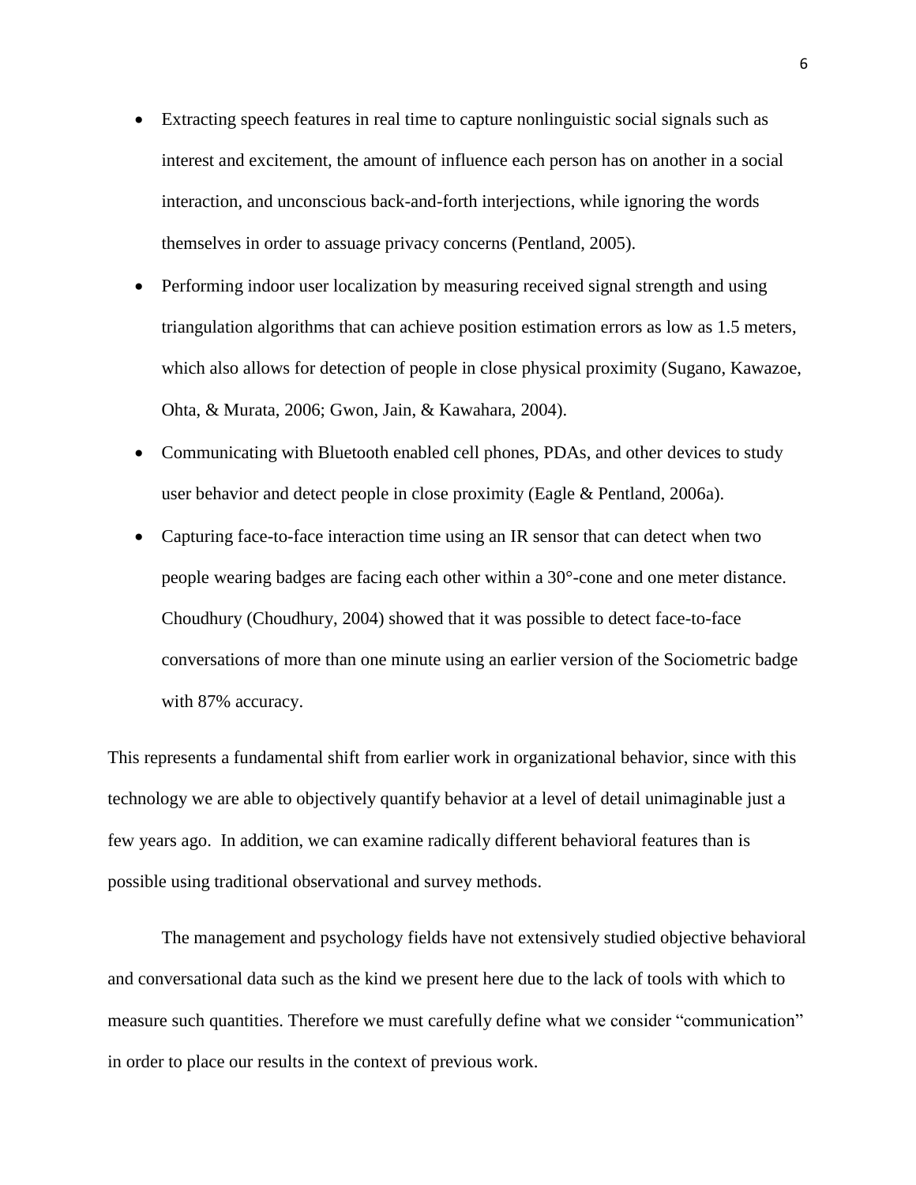- Extracting speech features in real time to capture nonlinguistic social signals such as interest and excitement, the amount of influence each person has on another in a social interaction, and unconscious back-and-forth interjections, while ignoring the words themselves in order to assuage privacy concerns (Pentland, 2005).
- Performing indoor user localization by measuring received signal strength and using triangulation algorithms that can achieve position estimation errors as low as 1.5 meters, which also allows for detection of people in close physical proximity (Sugano, Kawazoe, Ohta, & Murata, 2006; Gwon, Jain, & Kawahara, 2004).
- Communicating with Bluetooth enabled cell phones, PDAs, and other devices to study user behavior and detect people in close proximity (Eagle & Pentland, 2006a).
- Capturing face-to-face interaction time using an IR sensor that can detect when two people wearing badges are facing each other within a 30°-cone and one meter distance. Choudhury (Choudhury, 2004) showed that it was possible to detect face-to-face conversations of more than one minute using an earlier version of the Sociometric badge with 87% accuracy.

This represents a fundamental shift from earlier work in organizational behavior, since with this technology we are able to objectively quantify behavior at a level of detail unimaginable just a few years ago. In addition, we can examine radically different behavioral features than is possible using traditional observational and survey methods.

The management and psychology fields have not extensively studied objective behavioral and conversational data such as the kind we present here due to the lack of tools with which to measure such quantities. Therefore we must carefully define what we consider "communication" in order to place our results in the context of previous work.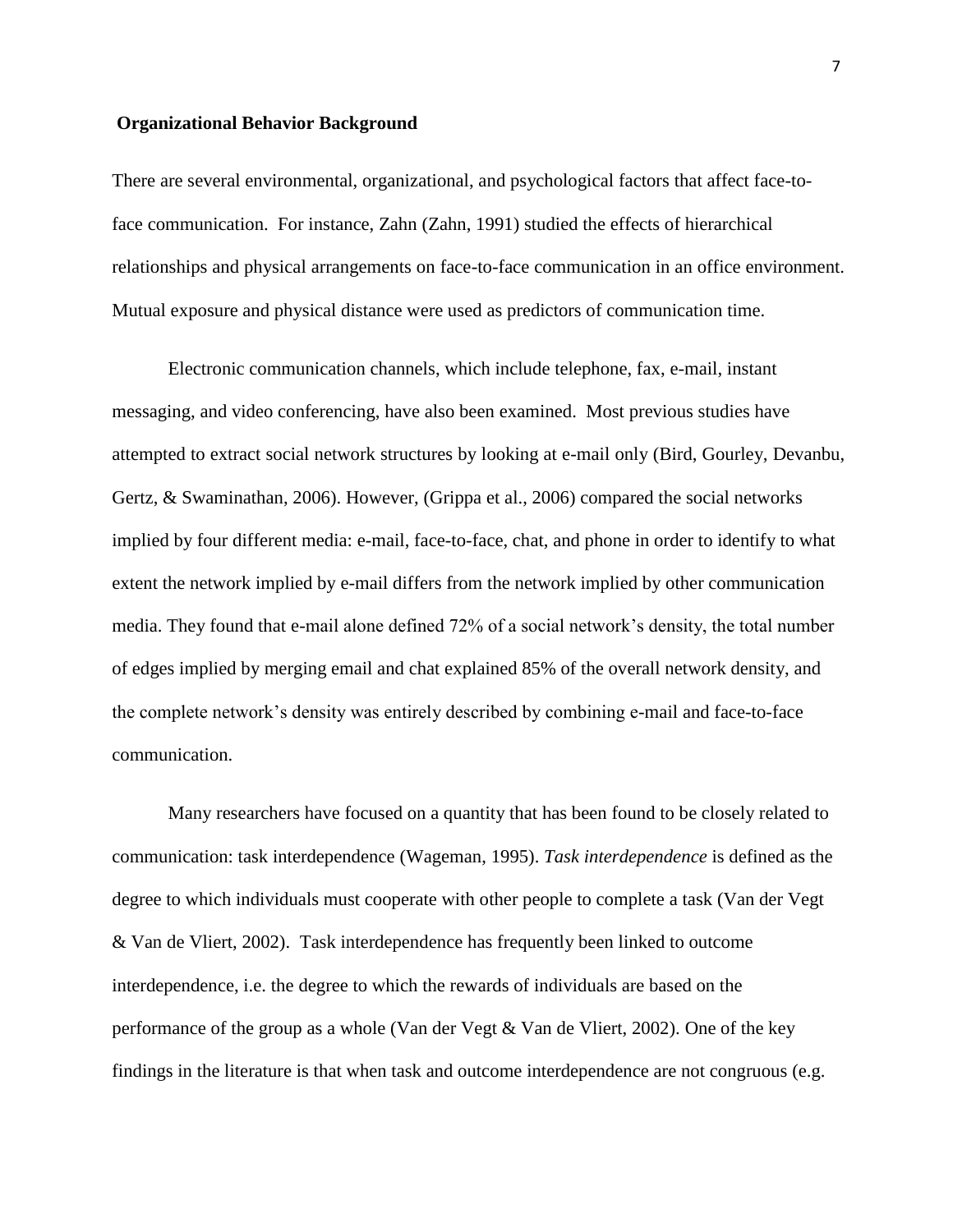## Organizational Behavior Background

There are several environmental, organizational, and psychological factors that affect face-to-face communication. For instance, Zahn (Zahn, 1991) studied the effects of hierarchical relationships and physical arrangements on face-to-face communication in an office environment. Mutual exposure and physical distance were used as predictors of communication time.

Electronic communication channels, which include telephone, fax, e-mail, instant messaging, and video conferencing, have also been examined. Most previous studies have attempted to extract social network structures by looking at e-mail only (Bird, Gourley, Devanbu, Gertz, & Swaminathan, 2006). However, (Grippa et al., 2006) compared the social networks implied by four different media: e-mail, face-to-face, chat, and phone in order to identify to what extent the network implied by e-mail differs from the network implied by other communication media. They found that e-mail alone defined 72% of a social network's density, the total number of edges implied by merging email and chat explained 85% of the overall network density, and the complete network's density was entirely described by combining e-mail and face-to-face communication.

Many researchers have focused on a quantity that has been found to be closely related to communication: task interdependence (Wageman, 1995). *Task interdependence* is defined as the degree to which individuals must cooperate with other people to complete a task (Van der Vegt & Van de Vliert, 2002). Task interdependence has frequently been linked to outcome interdependence, i.e. the degree to which the rewards of individuals are based on the performance of the group as a whole (Van der Vegt & Van de Vliert, 2002). One of the key findings in the literature is that when task and outcome interdependence are not congruous (e.g.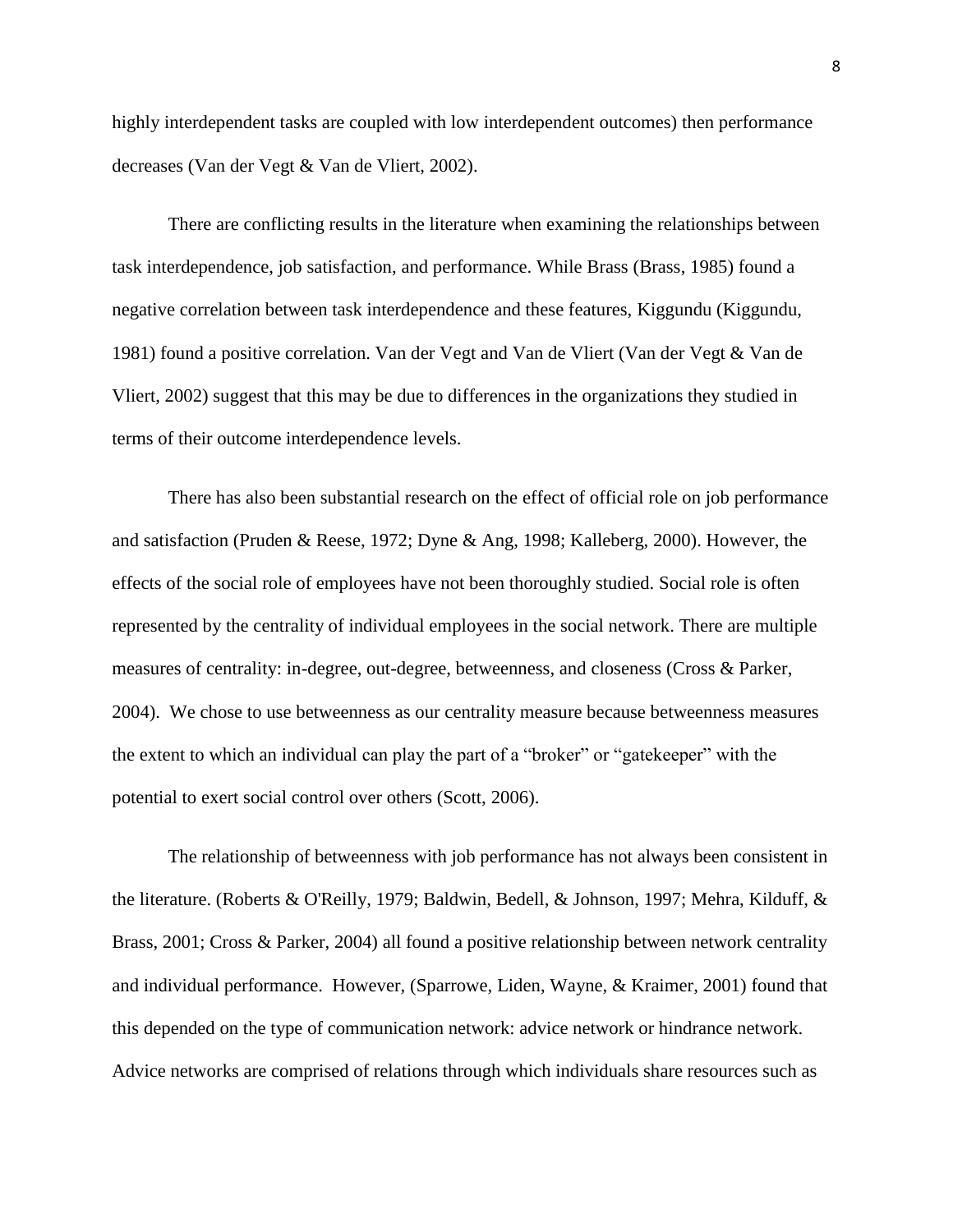highly interdependent tasks are coupled with low interdependent outcomes) then performance decreases (Van der Vegt & Van de Vliert, 2002).

There are conflicting results in the literature when examining the relationships between task interdependence, job satisfaction, and performance. While Brass (Brass, 1985) found a negative correlation between task interdependence and these features, Kiggundu (Kiggundu, 1981) found a positive correlation. Van der Vegt and Van de Vliert (Van der Vegt & Van de Vliert, 2002) suggest that this may be due to differences in the organizations they studied in terms of their outcome interdependence levels.

There has also been substantial research on the effect of official role on job performance and satisfaction (Pruden & Reese, 1972; Dyne & Ang, 1998; Kalleberg, 2000). However, the effects of the social role of employees have not been thoroughly studied. Social role is often represented by the centrality of individual employees in the social network. There are multiple measures of centrality: in-degree, out-degree, betweenness, and closeness (Cross & Parker, 2004). We chose to use betweenness as our centrality measure because betweenness measures the extent to which an individual can play the part of a "broker" or "gatekeeper" with the potential to exert social control over others (Scott, 2006).

The relationship of betweenness with job performance has not always been consistent in the literature. (Roberts & O'Reilly, 1979; Baldwin, Bedell, & Johnson, 1997; Mehra, Kilduff, & Brass, 2001; Cross & Parker, 2004) all found a positive relationship between network centrality and individual performance. However, (Sparrowe, Liden, Wayne, & Kraimer, 2001) found that this depended on the type of communication network: advice network or hindrance network. Advice networks are comprised of relations through which individuals share resources such as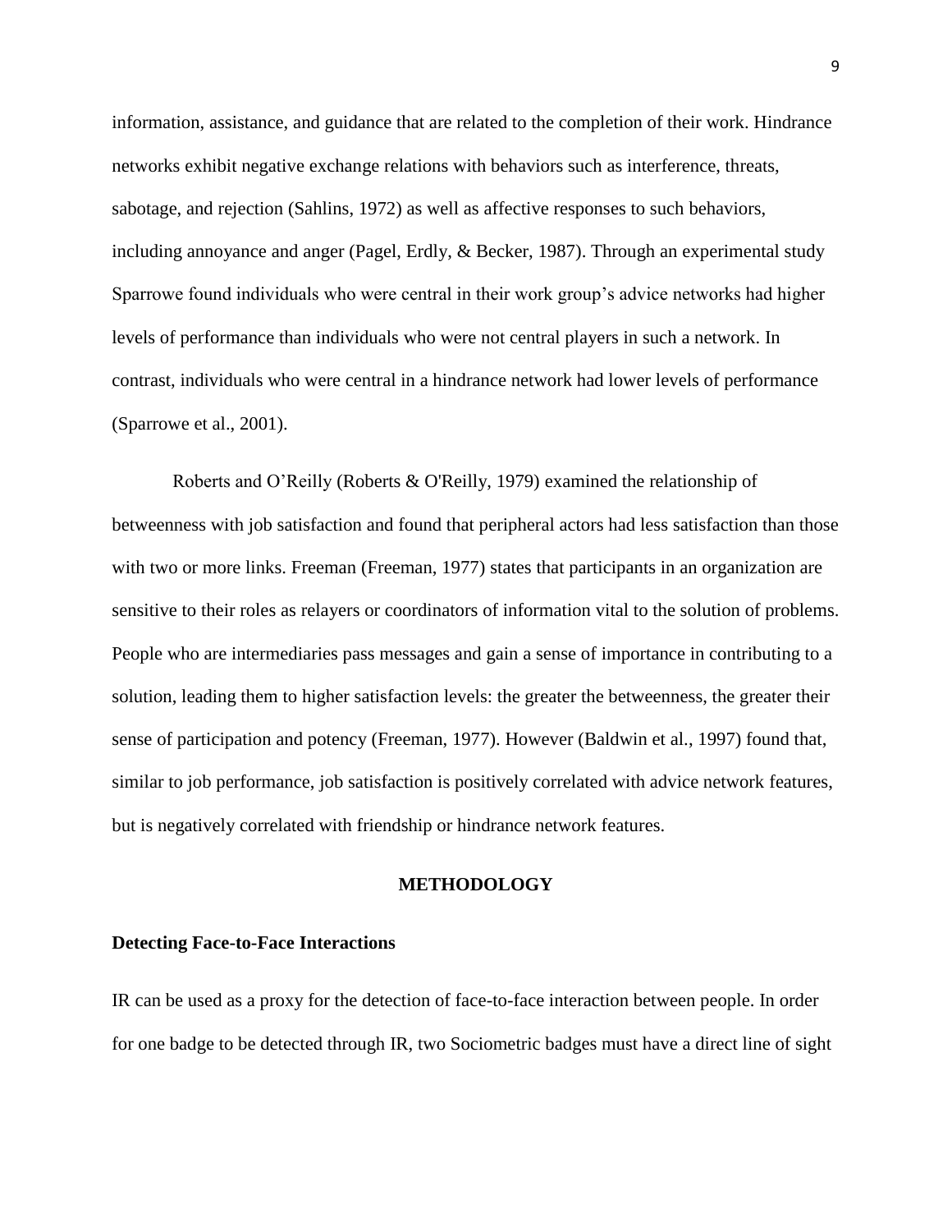information, assistance, and guidance that are related to the completion of their work. Hindrance networks exhibit negative exchange relations with behaviors such as interference, threats, sabotage, and rejection (Sahlins, 1972) as well as affective responses to such behaviors, including annoyance and anger (Pagel, Erdly, & Becker, 1987). Through an experimental study Sparrowe found individuals who were central in their work group's advice networks had higher levels of performance than individuals who were not central players in such a network. In contrast, individuals who were central in a hindrance network had lower levels of performance (Sparrowe et al., 2001).

Roberts and O'Reilly (Roberts & O'Reilly, 1979) examined the relationship of betweenness with job satisfaction and found that peripheral actors had less satisfaction than those with two or more links. Freeman (Freeman, 1977) states that participants in an organization are sensitive to their roles as relayers or coordinators of information vital to the solution of problems. People who are intermediaries pass messages and gain a sense of importance in contributing to a solution, leading them to higher satisfaction levels: the greater the betweenness, the greater their sense of participation and potency (Freeman, 1977). However (Baldwin et al., 1997) found that, similar to job performance, job satisfaction is positively correlated with advice network features, but is negatively correlated with friendship or hindrance network features.

## METHODOLOGY

### Detecting Face-to-Face Interactions

IR can be used as a proxy for the detection of face-to-face interaction between people. In order for one badge to be detected through IR, two Sociometric badges must have a direct line of sight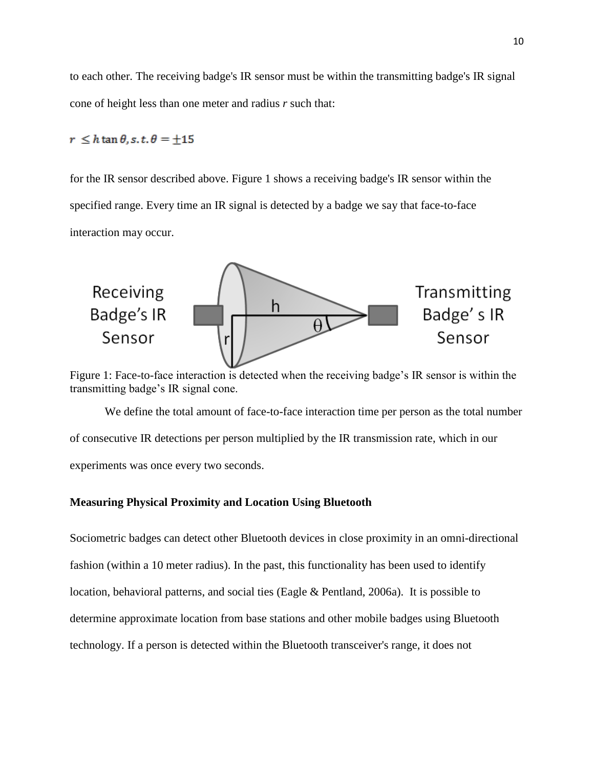to each other. The receiving badge's IR sensor must be within the transmitting badge's IR signal cone of height less than one meter and radius *r* such that:

$$r \leq h \tan\theta, s.t.\theta = \pm 15$$

for the IR sensor described above. Figure 1 shows a receiving badge's IR sensor within the specified range. Every time an IR signal is detected by a badge we say that face-to-face interaction may occur.

Figure 1: Face-to-face interaction is detected when the receiving badge's IR sensor is within the transmitting badge's IR signal cone.

We define the total amount of face-to-face interaction time per person as the total number of consecutive IR detections per person multiplied by the IR transmission rate, which in our experiments was once every two seconds.

**Measuring Physical Proximity and Location Using Bluetooth**

Sociometric badges can detect other Bluetooth devices in close proximity in an omni-directional fashion (within a 10 meter radius). In the past, this functionality has been used to identify location, behavioral patterns, and social ties (Eagle & Pentland, 2006a). It is possible to determine approximate location from base stations and other mobile badges using Bluetooth technology. If a person is detected within the Bluetooth transceiver's range, it does not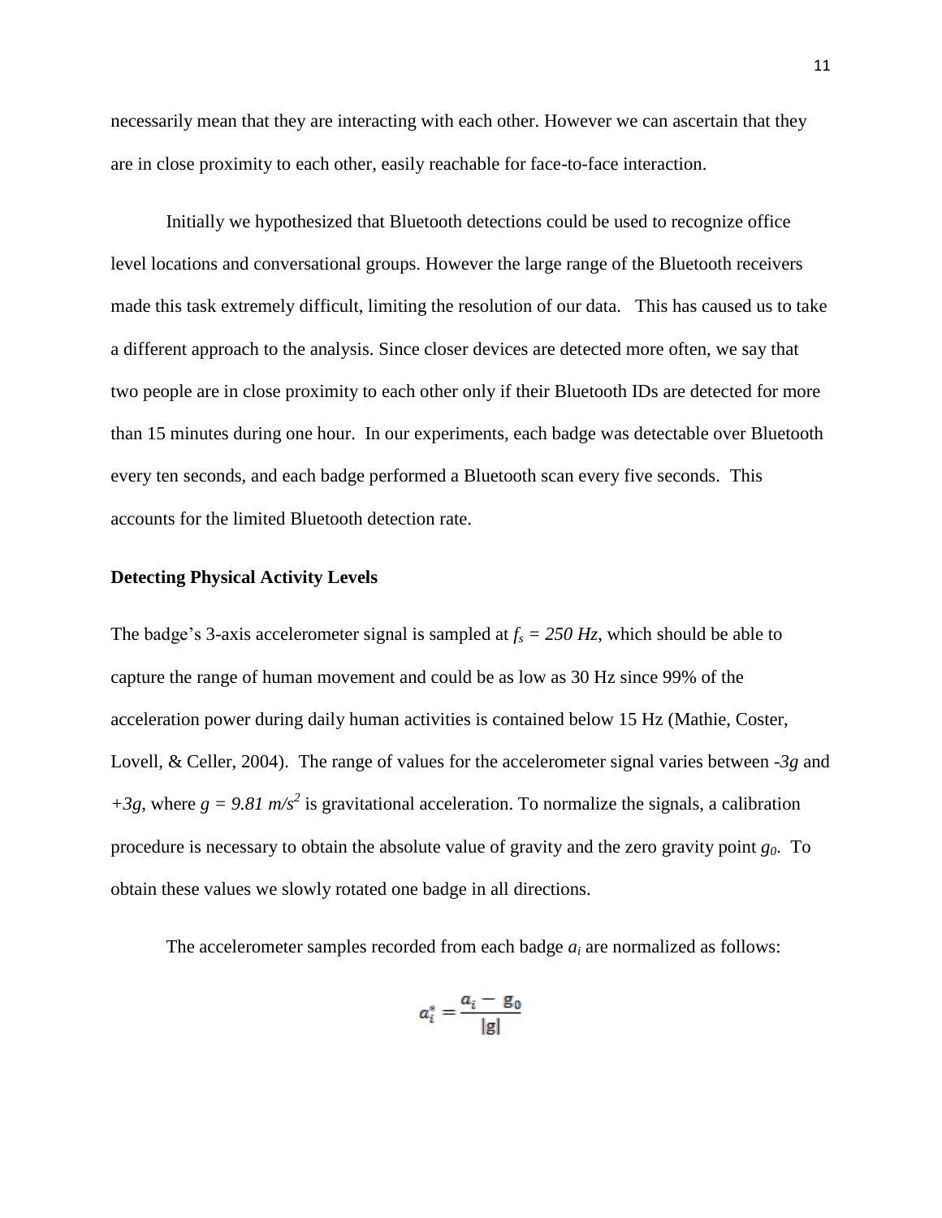necessarily mean that they are interacting with each other. However we can ascertain that they are in close proximity to each other, easily reachable for face-to-face interaction.

Initially we hypothesized that Bluetooth detections could be used to recognize office level locations and conversational groups. However the large range of the Bluetooth receivers made this task extremely difficult, limiting the resolution of our data. This has caused us to take a different approach to the analysis. Since closer devices are detected more often, we say that two people are in close proximity to each other only if their Bluetooth IDs are detected for more than 15 minutes during one hour. In our experiments, each badge was detectable over Bluetooth every ten seconds, and each badge performed a Bluetooth scan every five seconds. This accounts for the limited Bluetooth detection rate.

**Detecting Physical Activity Levels**

The badge's 3-axis accelerometer signal is sampled at $f_s = 250\ Hz$, which should be able to capture the range of human movement and could be as low as 30 Hz since 99% of the acceleration power during daily human activities is contained below 15 Hz (Mathie, Coster, Lovell, & Celler, 2004). The range of values for the accelerometer signal varies between $-3g$ and $+3g$, where $g = 9.81\ m/s^2$ is gravitational acceleration. To normalize the signals, a calibration procedure is necessary to obtain the absolute value of gravity and the zero gravity point $g_0$. To obtain these values we slowly rotated one badge in all directions.

The accelerometer samples recorded from each badge $a_i$ are normalized as follows:

$$a_i^* = \frac{a_i - g_0}{|g|}$$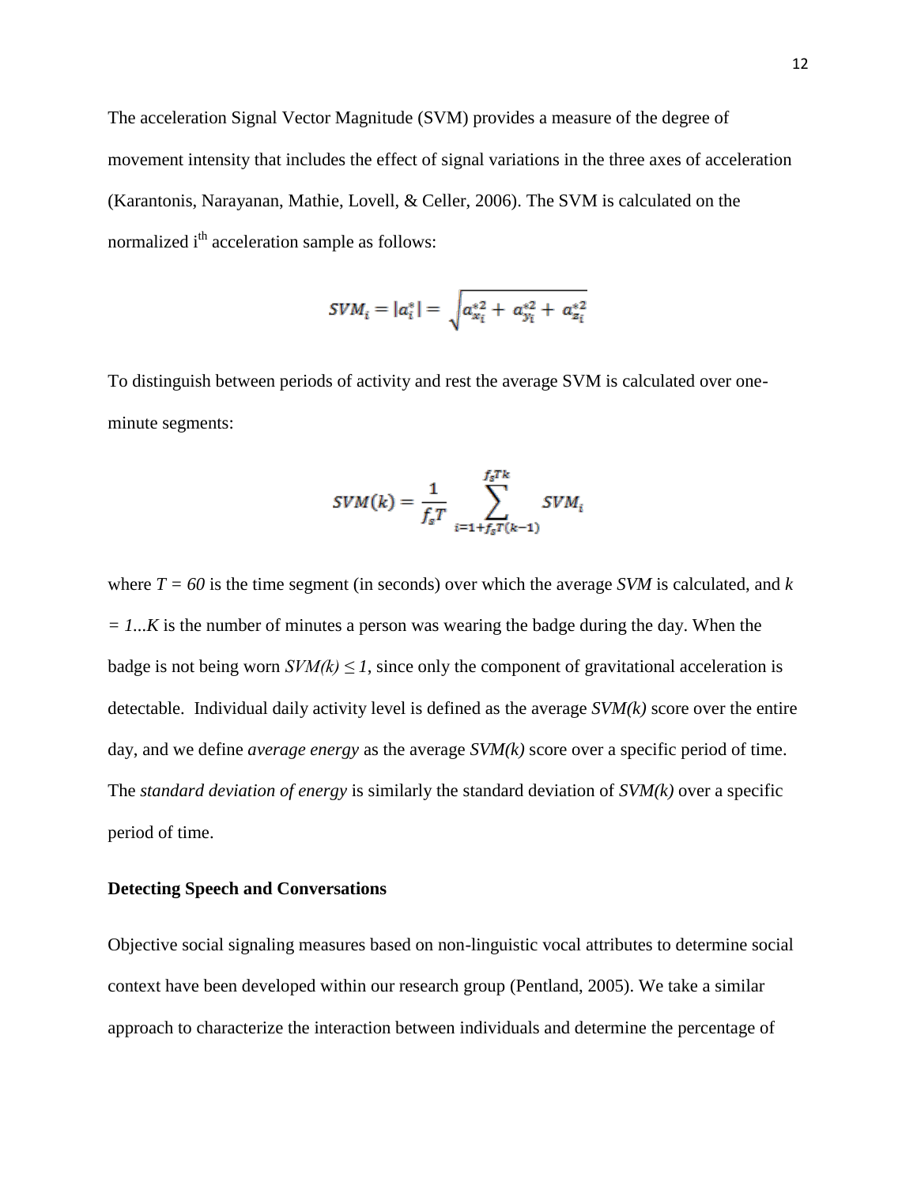The acceleration Signal Vector Magnitude (SVM) provides a measure of the degree of movement intensity that includes the effect of signal variations in the three axes of acceleration (Karantonis, Narayanan, Mathie, Lovell, & Celler, 2006). The SVM is calculated on the normalized $i^{th}$ acceleration sample as follows:

$$SVM_i = |a_i^*| = \sqrt{a_{x_i}^{*2} + a_{y_i}^{*2} + a_{z_i}^{*2}}$$

To distinguish between periods of activity and rest the average SVM is calculated over one-minute segments:

$$SVM(k) = \frac{1}{f_s T} \sum_{i=1+f_s T(k-1)}^{f_s T k} SVM_i$$

where $T = 60$ is the time segment (in seconds) over which the average *SVM* is calculated, and $k = 1...K$ is the number of minutes a person was wearing the badge during the day. When the badge is not being worn $SVM(k) \leq 1$, since only the component of gravitational acceleration is detectable. Individual daily activity level is defined as the average *SVM(k)* score over the entire day, and we define *average energy* as the average *SVM(k)* score over a specific period of time. The *standard deviation of energy* is similarly the standard deviation of *SVM(k)* over a specific period of time.

### Detecting Speech and Conversations

Objective social signaling measures based on non-linguistic vocal attributes to determine social context have been developed within our research group (Pentland, 2005). We take a similar approach to characterize the interaction between individuals and determine the percentage of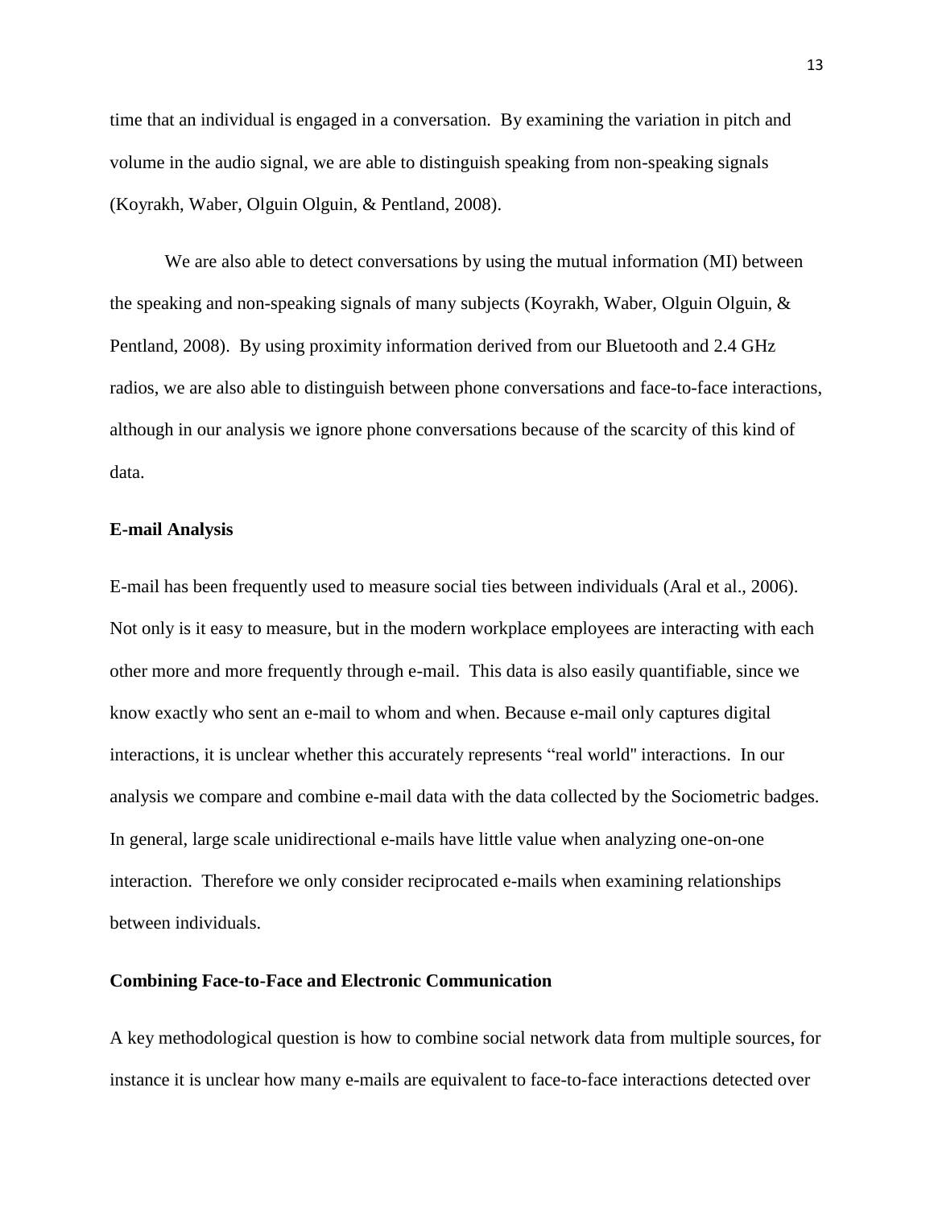time that an individual is engaged in a conversation. By examining the variation in pitch and volume in the audio signal, we are able to distinguish speaking from non-speaking signals (Koyrakh, Waber, Olguin Olguin, & Pentland, 2008).

We are also able to detect conversations by using the mutual information (MI) between the speaking and non-speaking signals of many subjects (Koyrakh, Waber, Olguin Olguin, & Pentland, 2008). By using proximity information derived from our Bluetooth and 2.4 GHz radios, we are also able to distinguish between phone conversations and face-to-face interactions, although in our analysis we ignore phone conversations because of the scarcity of this kind of data.

**E-mail Analysis**

E-mail has been frequently used to measure social ties between individuals (Aral et al., 2006). Not only is it easy to measure, but in the modern workplace employees are interacting with each other more and more frequently through e-mail. This data is also easily quantifiable, since we know exactly who sent an e-mail to whom and when. Because e-mail only captures digital interactions, it is unclear whether this accurately represents "real world" interactions. In our analysis we compare and combine e-mail data with the data collected by the Sociometric badges. In general, large scale unidirectional e-mails have little value when analyzing one-on-one interaction. Therefore we only consider reciprocated e-mails when examining relationships between individuals.

**Combining Face-to-Face and Electronic Communication**

A key methodological question is how to combine social network data from multiple sources, for instance it is unclear how many e-mails are equivalent to face-to-face interactions detected over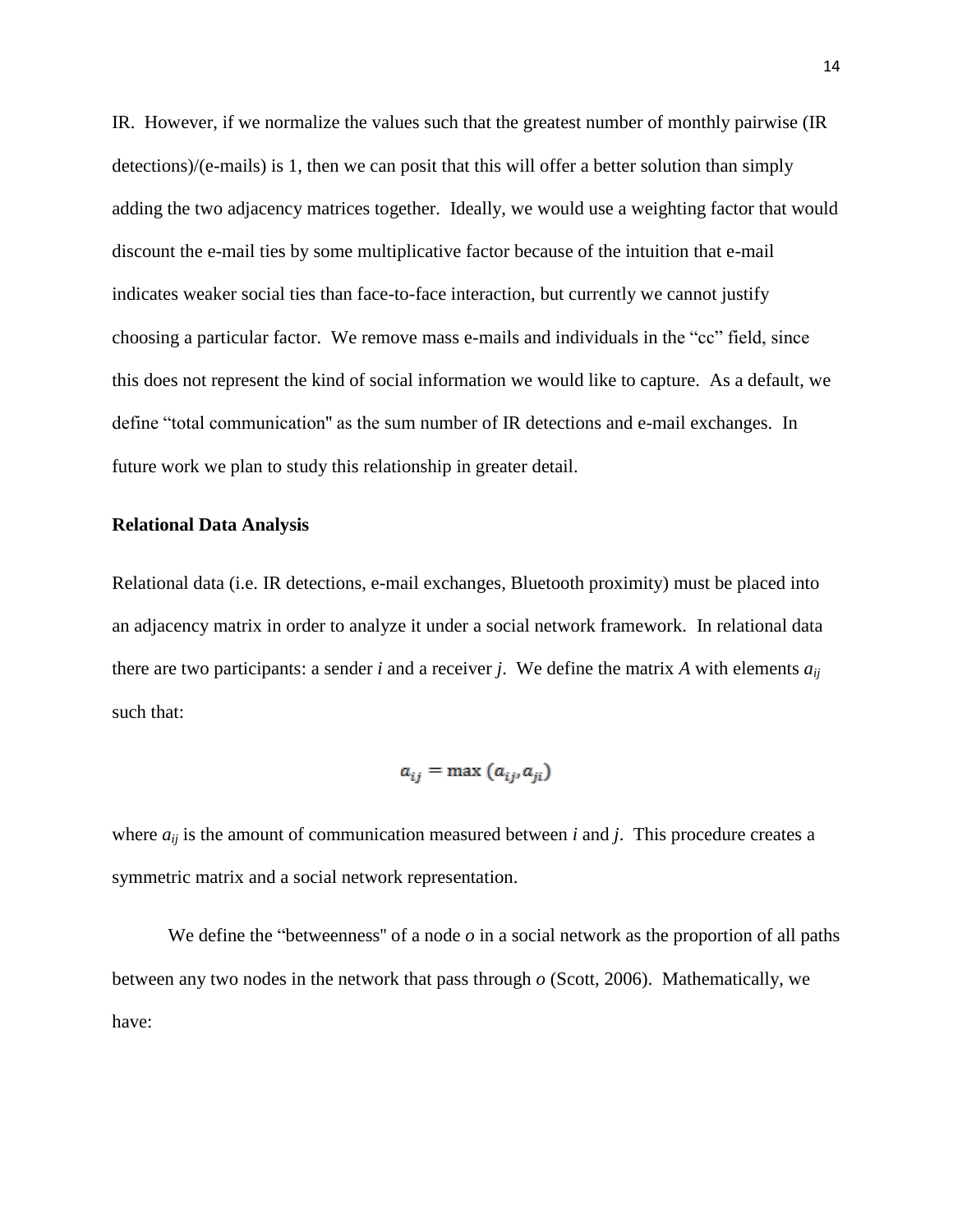IR. However, if we normalize the values such that the greatest number of monthly pairwise (IR detections)/(e-mails) is 1, then we can posit that this will offer a better solution than simply adding the two adjacency matrices together. Ideally, we would use a weighting factor that would discount the e-mail ties by some multiplicative factor because of the intuition that e-mail indicates weaker social ties than face-to-face interaction, but currently we cannot justify choosing a particular factor. We remove mass e-mails and individuals in the "cc" field, since this does not represent the kind of social information we would like to capture. As a default, we define "total communication" as the sum number of IR detections and e-mail exchanges. In future work we plan to study this relationship in greater detail.

**Relational Data Analysis**

Relational data (i.e. IR detections, e-mail exchanges, Bluetooth proximity) must be placed into an adjacency matrix in order to analyze it under a social network framework. In relational data there are two participants: a sender $i$ and a receiver $j$. We define the matrix $A$ with elements $a_{ij}$ such that:

$$a_{ij} = \max\left(a_{ij}, a_{ji}\right)$$

where $a_{ij}$ is the amount of communication measured between $i$ and $j$. This procedure creates a symmetric matrix and a social network representation.

We define the "betweenness" of a node $o$ in a social network as the proportion of all paths between any two nodes in the network that pass through $o$ (Scott, 2006). Mathematically, we have: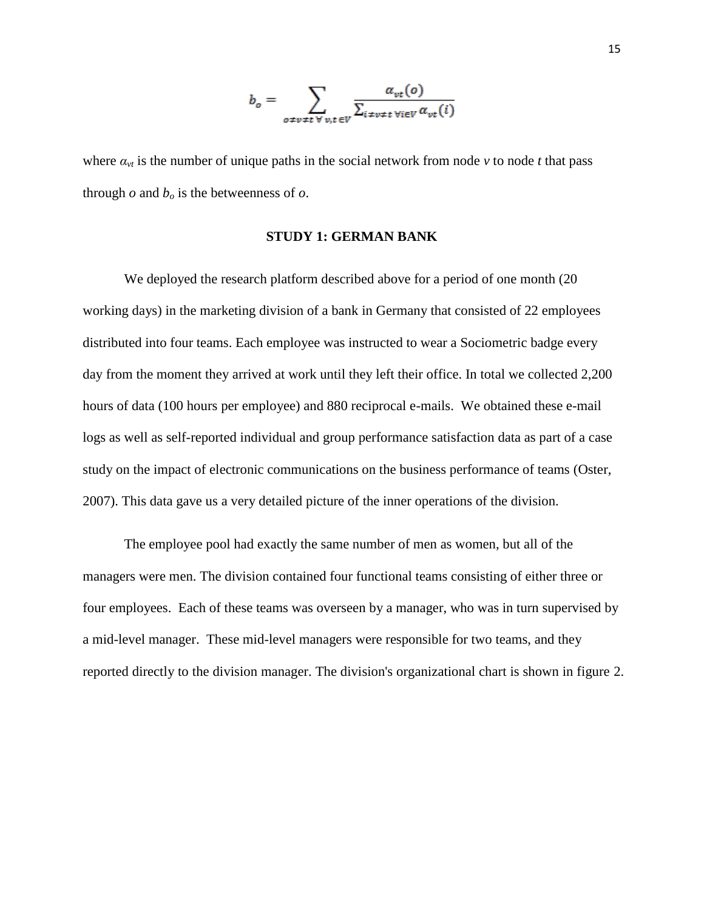$$b_o = \sum_{o \neq v \neq t \; \forall \; v,t \in V} \frac{\alpha_{vt}(o)}{\sum_{i \neq v \neq t \; \forall i \in V} \alpha_{vt}(i)}$$

where $\alpha_{vt}$ is the number of unique paths in the social network from node *v* to node *t* that pass through *o* and $b_o$ is the betweenness of *o*.

## STUDY 1: GERMAN BANK

We deployed the research platform described above for a period of one month (20 working days) in the marketing division of a bank in Germany that consisted of 22 employees distributed into four teams. Each employee was instructed to wear a Sociometric badge every day from the moment they arrived at work until they left their office. In total we collected 2,200 hours of data (100 hours per employee) and 880 reciprocal e-mails. We obtained these e-mail logs as well as self-reported individual and group performance satisfaction data as part of a case study on the impact of electronic communications on the business performance of teams (Oster, 2007). This data gave us a very detailed picture of the inner operations of the division.

The employee pool had exactly the same number of men as women, but all of the managers were men. The division contained four functional teams consisting of either three or four employees. Each of these teams was overseen by a manager, who was in turn supervised by a mid-level manager. These mid-level managers were responsible for two teams, and they reported directly to the division manager. The division's organizational chart is shown in figure 2.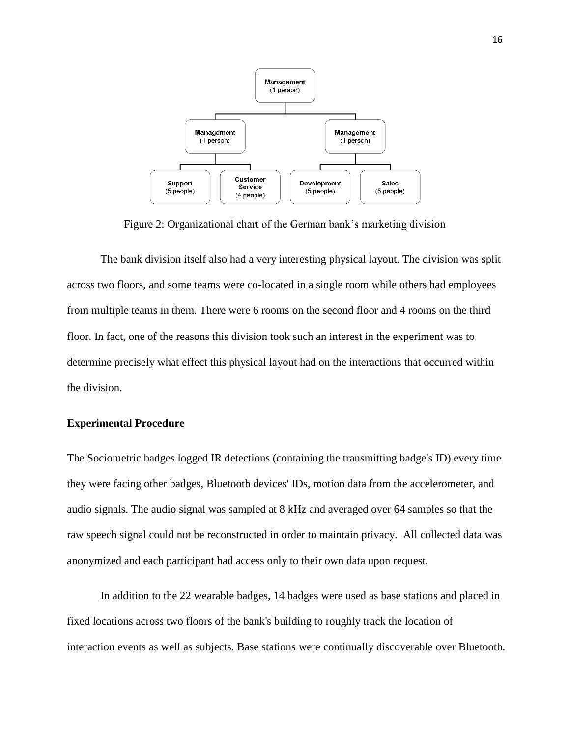Figure 2: Organizational chart of the German bank's marketing division

The bank division itself also had a very interesting physical layout. The division was split across two floors, and some teams were co-located in a single room while others had employees from multiple teams in them. There were 6 rooms on the second floor and 4 rooms on the third floor. In fact, one of the reasons this division took such an interest in the experiment was to determine precisely what effect this physical layout had on the interactions that occurred within the division.

### Experimental Procedure

The Sociometric badges logged IR detections (containing the transmitting badge's ID) every time they were facing other badges, Bluetooth devices' IDs, motion data from the accelerometer, and audio signals. The audio signal was sampled at 8 kHz and averaged over 64 samples so that the raw speech signal could not be reconstructed in order to maintain privacy. All collected data was anonymized and each participant had access only to their own data upon request.

In addition to the 22 wearable badges, 14 badges were used as base stations and placed in fixed locations across two floors of the bank's building to roughly track the location of interaction events as well as subjects. Base stations were continually discoverable over Bluetooth.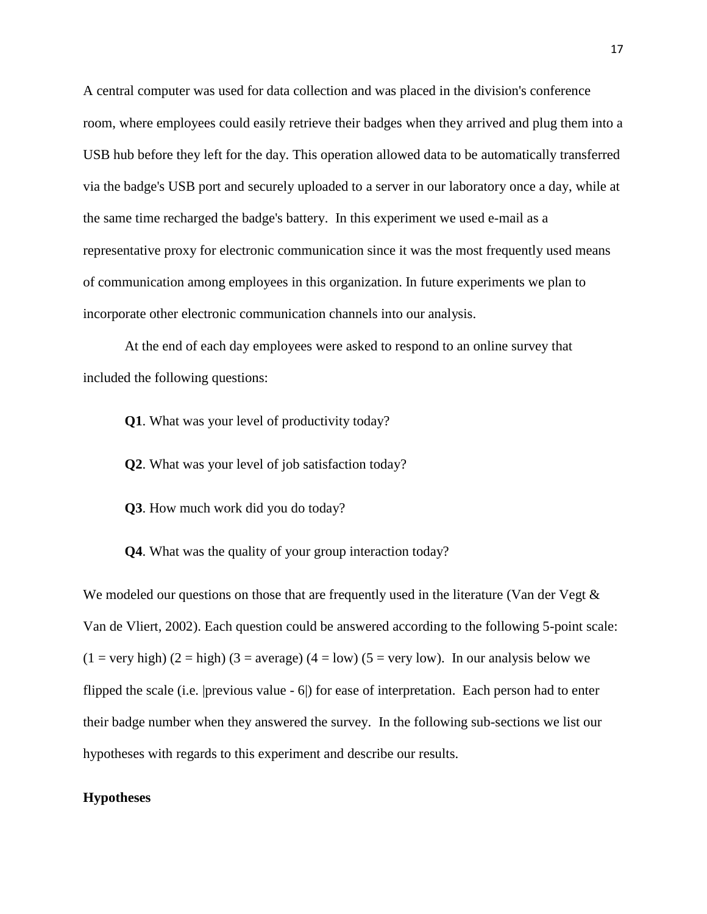A central computer was used for data collection and was placed in the division's conference room, where employees could easily retrieve their badges when they arrived and plug them into a USB hub before they left for the day. This operation allowed data to be automatically transferred via the badge's USB port and securely uploaded to a server in our laboratory once a day, while at the same time recharged the badge's battery. In this experiment we used e-mail as a representative proxy for electronic communication since it was the most frequently used means of communication among employees in this organization. In future experiments we plan to incorporate other electronic communication channels into our analysis.

At the end of each day employees were asked to respond to an online survey that included the following questions:

**Q1**. What was your level of productivity today?

**Q2**. What was your level of job satisfaction today?

**Q3**. How much work did you do today?

**Q4**. What was the quality of your group interaction today?

We modeled our questions on those that are frequently used in the literature (Van der Vegt & Van de Vliert, 2002). Each question could be answered according to the following 5-point scale: (1 = very high) (2 = high) (3 = average) (4 = low) (5 = very low). In our analysis below we flipped the scale (i.e. |previous value - 6|) for ease of interpretation. Each person had to enter their badge number when they answered the survey. In the following sub-sections we list our hypotheses with regards to this experiment and describe our results.

**Hypotheses**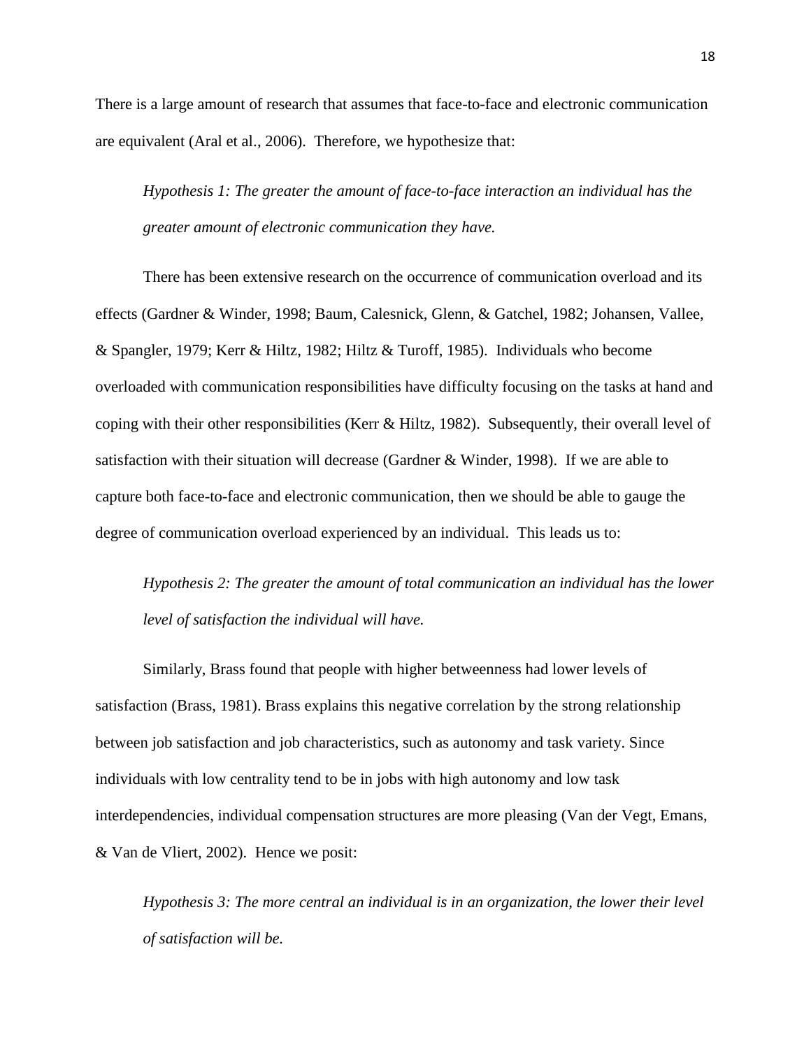There is a large amount of research that assumes that face-to-face and electronic communication are equivalent (Aral et al., 2006). Therefore, we hypothesize that:

> *Hypothesis 1: The greater the amount of face-to-face interaction an individual has the greater amount of electronic communication they have.*

There has been extensive research on the occurrence of communication overload and its effects (Gardner & Winder, 1998; Baum, Calesnick, Glenn, & Gatchel, 1982; Johansen, Vallee, & Spangler, 1979; Kerr & Hiltz, 1982; Hiltz & Turoff, 1985). Individuals who become overloaded with communication responsibilities have difficulty focusing on the tasks at hand and coping with their other responsibilities (Kerr & Hiltz, 1982). Subsequently, their overall level of satisfaction with their situation will decrease (Gardner & Winder, 1998). If we are able to capture both face-to-face and electronic communication, then we should be able to gauge the degree of communication overload experienced by an individual. This leads us to:

> *Hypothesis 2: The greater the amount of total communication an individual has the lower level of satisfaction the individual will have.*

Similarly, Brass found that people with higher betweenness had lower levels of satisfaction (Brass, 1981). Brass explains this negative correlation by the strong relationship between job satisfaction and job characteristics, such as autonomy and task variety. Since individuals with low centrality tend to be in jobs with high autonomy and low task interdependencies, individual compensation structures are more pleasing (Van der Vegt, Emans, & Van de Vliert, 2002). Hence we posit:

> *Hypothesis 3: The more central an individual is in an organization, the lower their level of satisfaction will be.*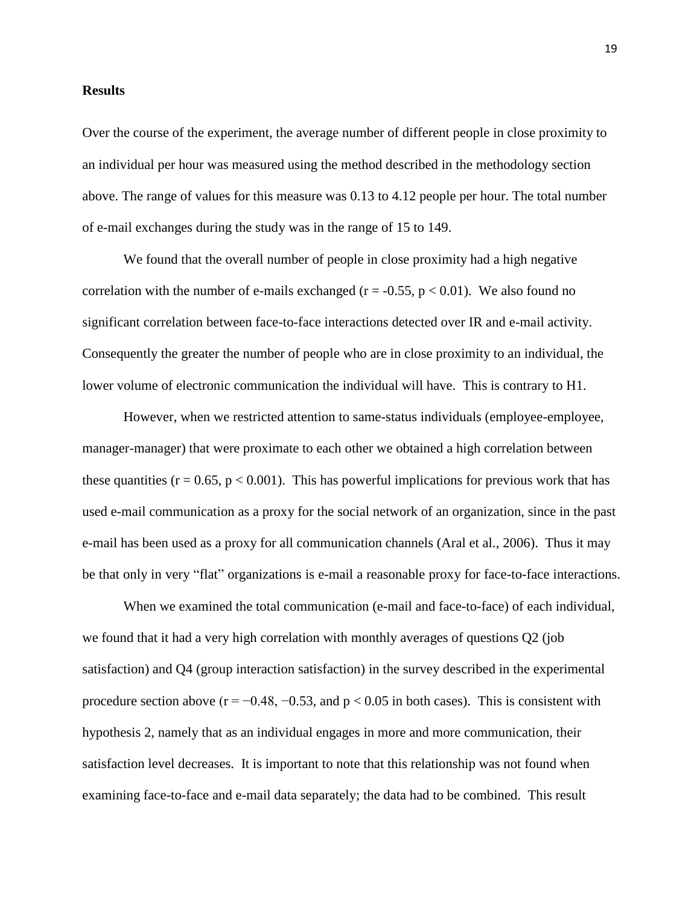## Results

Over the course of the experiment, the average number of different people in close proximity to an individual per hour was measured using the method described in the methodology section above. The range of values for this measure was 0.13 to 4.12 people per hour. The total number of e-mail exchanges during the study was in the range of 15 to 149.

We found that the overall number of people in close proximity had a high negative correlation with the number of e-mails exchanged ($r = -0.55$, $p < 0.01$). We also found no significant correlation between face-to-face interactions detected over IR and e-mail activity. Consequently the greater the number of people who are in close proximity to an individual, the lower volume of electronic communication the individual will have. This is contrary to H1.

However, when we restricted attention to same-status individuals (employee-employee, manager-manager) that were proximate to each other we obtained a high correlation between these quantities ($r = 0.65$, $p < 0.001$). This has powerful implications for previous work that has used e-mail communication as a proxy for the social network of an organization, since in the past e-mail has been used as a proxy for all communication channels (Aral et al., 2006). Thus it may be that only in very "flat" organizations is e-mail a reasonable proxy for face-to-face interactions.

When we examined the total communication (e-mail and face-to-face) of each individual, we found that it had a very high correlation with monthly averages of questions Q2 (job satisfaction) and Q4 (group interaction satisfaction) in the survey described in the experimental procedure section above ($r = -0.48, -0.53$, and $p < 0.05$ in both cases). This is consistent with hypothesis 2, namely that as an individual engages in more and more communication, their satisfaction level decreases. It is important to note that this relationship was not found when examining face-to-face and e-mail data separately; the data had to be combined. This result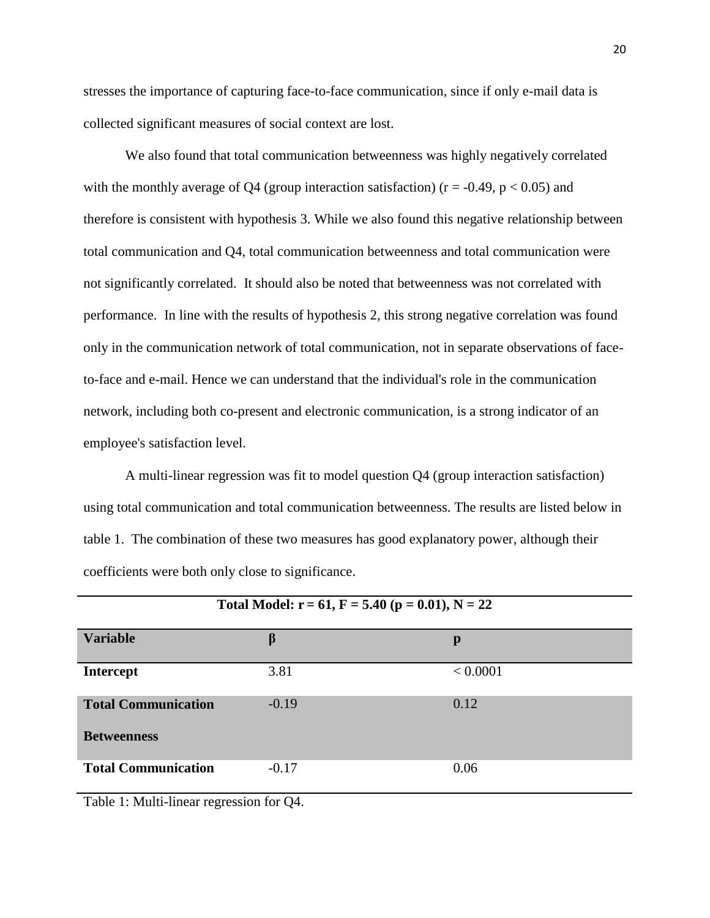stresses the importance of capturing face-to-face communication, since if only e-mail data is collected significant measures of social context are lost.

We also found that total communication betweenness was highly negatively correlated with the monthly average of Q4 (group interaction satisfaction) ($r = -0.49$, $p < 0.05$) and therefore is consistent with hypothesis 3. While we also found this negative relationship between total communication and Q4, total communication betweenness and total communication were not significantly correlated. It should also be noted that betweenness was not correlated with performance. In line with the results of hypothesis 2, this strong negative correlation was found only in the communication network of total communication, not in separate observations of face-to-face and e-mail. Hence we can understand that the individual's role in the communication network, including both co-present and electronic communication, is a strong indicator of an employee's satisfaction level.

A multi-linear regression was fit to model question Q4 (group interaction satisfaction) using total communication and total communication betweenness. The results are listed below in table 1. The combination of these two measures has good explanatory power, although their coefficients were both only close to significance.

| **Total Model: $r = 61$, $F = 5.40$ ($p = 0.01$), $N = 22$** | | |
|---|---|---|
| **Variable** | **β** | **p** |
| **Intercept** | 3.81 | < 0.0001 |
| **Total Communication Betweenness** | -0.19 | 0.12 |
| **Total Communication** | -0.17 | 0.06 |

Table 1: Multi-linear regression for Q4.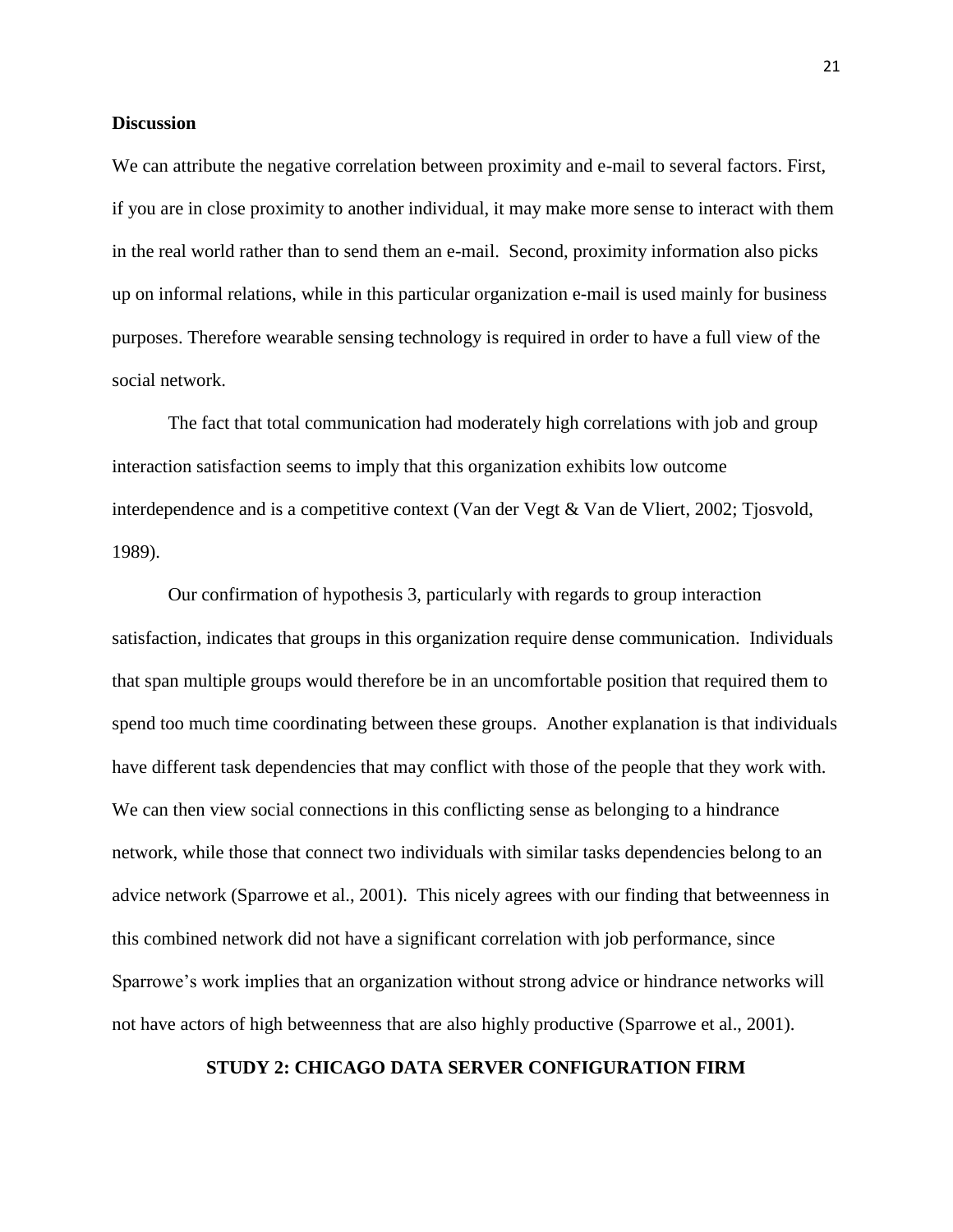**Discussion**

We can attribute the negative correlation between proximity and e-mail to several factors. First, if you are in close proximity to another individual, it may make more sense to interact with them in the real world rather than to send them an e-mail. Second, proximity information also picks up on informal relations, while in this particular organization e-mail is used mainly for business purposes. Therefore wearable sensing technology is required in order to have a full view of the social network.

The fact that total communication had moderately high correlations with job and group interaction satisfaction seems to imply that this organization exhibits low outcome interdependence and is a competitive context (Van der Vegt & Van de Vliert, 2002; Tjosvold, 1989).

Our confirmation of hypothesis 3, particularly with regards to group interaction satisfaction, indicates that groups in this organization require dense communication. Individuals that span multiple groups would therefore be in an uncomfortable position that required them to spend too much time coordinating between these groups. Another explanation is that individuals have different task dependencies that may conflict with those of the people that they work with. We can then view social connections in this conflicting sense as belonging to a hindrance network, while those that connect two individuals with similar tasks dependencies belong to an advice network (Sparrowe et al., 2001). This nicely agrees with our finding that betweenness in this combined network did not have a significant correlation with job performance, since Sparrowe's work implies that an organization without strong advice or hindrance networks will not have actors of high betweenness that are also highly productive (Sparrowe et al., 2001).

## STUDY 2: CHICAGO DATA SERVER CONFIGURATION FIRM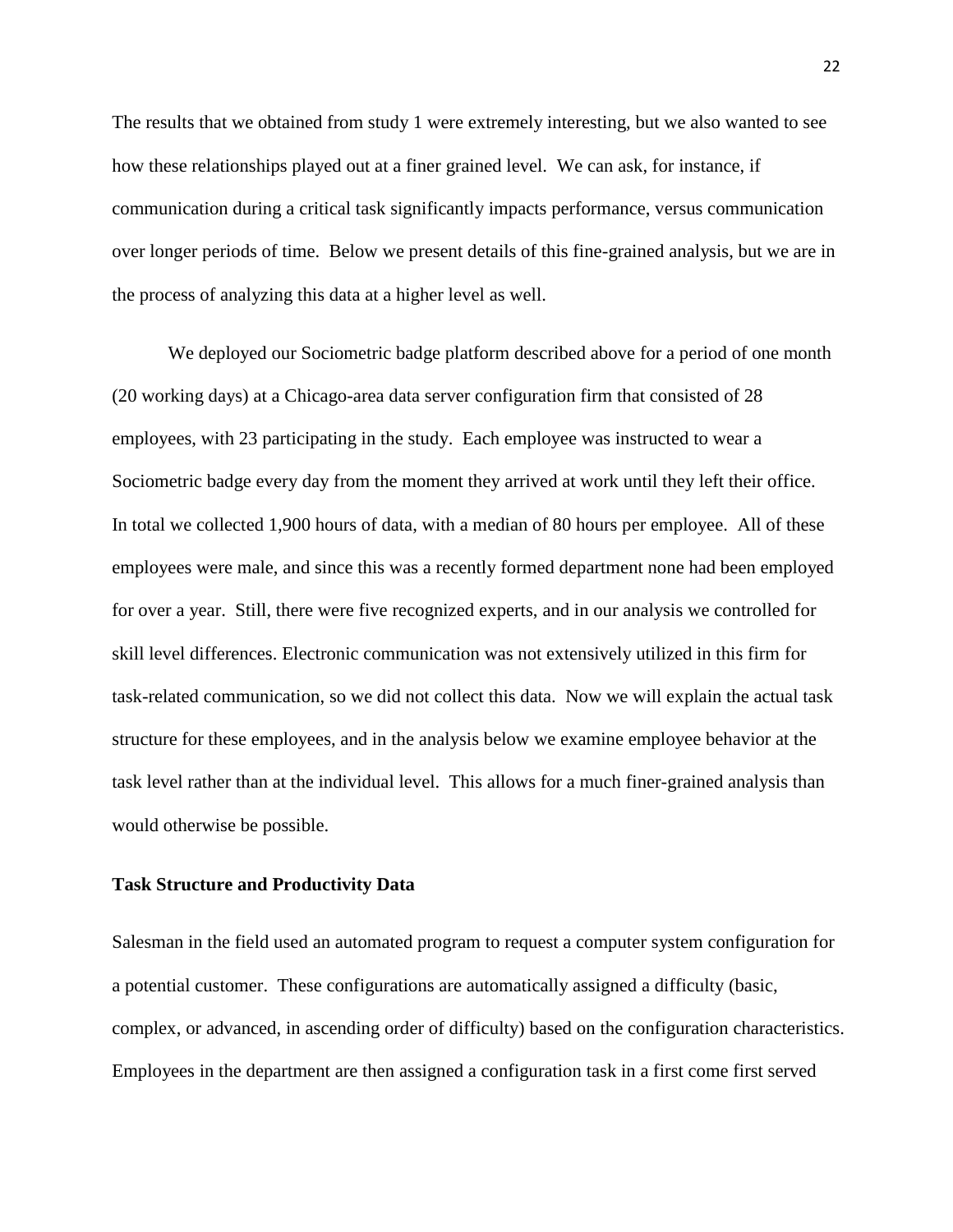The results that we obtained from study 1 were extremely interesting, but we also wanted to see how these relationships played out at a finer grained level. We can ask, for instance, if communication during a critical task significantly impacts performance, versus communication over longer periods of time. Below we present details of this fine-grained analysis, but we are in the process of analyzing this data at a higher level as well.

We deployed our Sociometric badge platform described above for a period of one month (20 working days) at a Chicago-area data server configuration firm that consisted of 28 employees, with 23 participating in the study. Each employee was instructed to wear a Sociometric badge every day from the moment they arrived at work until they left their office. In total we collected 1,900 hours of data, with a median of 80 hours per employee. All of these employees were male, and since this was a recently formed department none had been employed for over a year. Still, there were five recognized experts, and in our analysis we controlled for skill level differences. Electronic communication was not extensively utilized in this firm for task-related communication, so we did not collect this data. Now we will explain the actual task structure for these employees, and in the analysis below we examine employee behavior at the task level rather than at the individual level. This allows for a much finer-grained analysis than would otherwise be possible.

**Task Structure and Productivity Data**

Salesman in the field used an automated program to request a computer system configuration for a potential customer. These configurations are automatically assigned a difficulty (basic, complex, or advanced, in ascending order of difficulty) based on the configuration characteristics. Employees in the department are then assigned a configuration task in a first come first served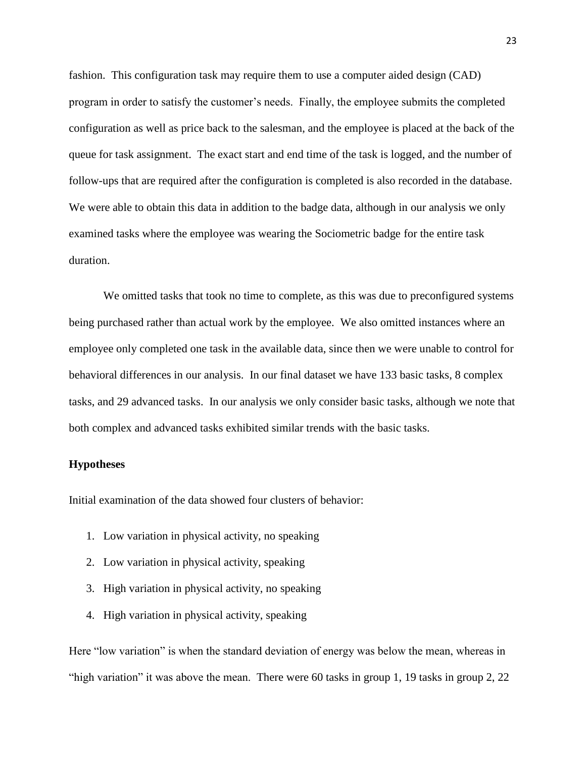fashion. This configuration task may require them to use a computer aided design (CAD) program in order to satisfy the customer's needs. Finally, the employee submits the completed configuration as well as price back to the salesman, and the employee is placed at the back of the queue for task assignment. The exact start and end time of the task is logged, and the number of follow-ups that are required after the configuration is completed is also recorded in the database. We were able to obtain this data in addition to the badge data, although in our analysis we only examined tasks where the employee was wearing the Sociometric badge for the entire task duration.

We omitted tasks that took no time to complete, as this was due to preconfigured systems being purchased rather than actual work by the employee. We also omitted instances where an employee only completed one task in the available data, since then we were unable to control for behavioral differences in our analysis. In our final dataset we have 133 basic tasks, 8 complex tasks, and 29 advanced tasks. In our analysis we only consider basic tasks, although we note that both complex and advanced tasks exhibited similar trends with the basic tasks.

**Hypotheses**

Initial examination of the data showed four clusters of behavior:

1. Low variation in physical activity, no speaking
2. Low variation in physical activity, speaking
3. High variation in physical activity, no speaking
4. High variation in physical activity, speaking

Here "low variation" is when the standard deviation of energy was below the mean, whereas in "high variation" it was above the mean. There were 60 tasks in group 1, 19 tasks in group 2, 22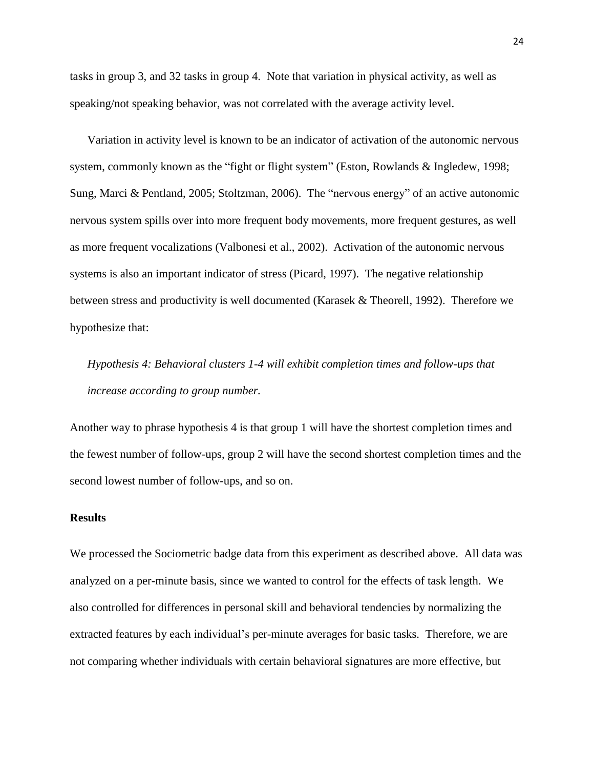tasks in group 3, and 32 tasks in group 4. Note that variation in physical activity, as well as speaking/not speaking behavior, was not correlated with the average activity level.

Variation in activity level is known to be an indicator of activation of the autonomic nervous system, commonly known as the "fight or flight system" (Eston, Rowlands & Ingledew, 1998; Sung, Marci & Pentland, 2005; Stoltzman, 2006). The "nervous energy" of an active autonomic nervous system spills over into more frequent body movements, more frequent gestures, as well as more frequent vocalizations (Valbonesi et al., 2002). Activation of the autonomic nervous systems is also an important indicator of stress (Picard, 1997). The negative relationship between stress and productivity is well documented (Karasek & Theorell, 1992). Therefore we hypothesize that:

*Hypothesis 4: Behavioral clusters 1-4 will exhibit completion times and follow-ups that increase according to group number.*

Another way to phrase hypothesis 4 is that group 1 will have the shortest completion times and the fewest number of follow-ups, group 2 will have the second shortest completion times and the second lowest number of follow-ups, and so on.

## Results

We processed the Sociometric badge data from this experiment as described above. All data was analyzed on a per-minute basis, since we wanted to control for the effects of task length. We also controlled for differences in personal skill and behavioral tendencies by normalizing the extracted features by each individual's per-minute averages for basic tasks. Therefore, we are not comparing whether individuals with certain behavioral signatures are more effective, but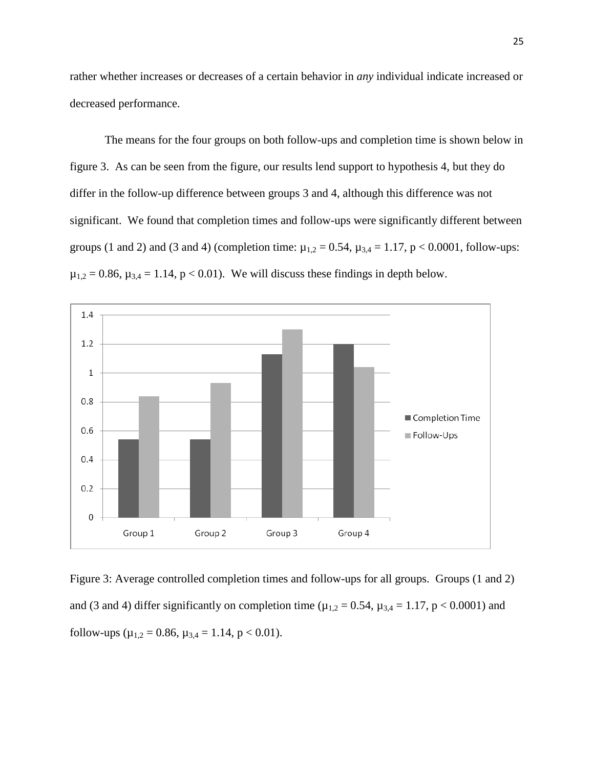rather whether increases or decreases of a certain behavior in *any* individual indicate increased or decreased performance.

The means for the four groups on both follow-ups and completion time is shown below in figure 3. As can be seen from the figure, our results lend support to hypothesis 4, but they do differ in the follow-up difference between groups 3 and 4, although this difference was not significant. We found that completion times and follow-ups were significantly different between groups (1 and 2) and (3 and 4) (completion time: $\mu_{1,2} = 0.54$, $\mu_{3,4} = 1.17$, $p < 0.0001$, follow-ups: $\mu_{1,2} = 0.86$, $\mu_{3,4} = 1.14$, $p < 0.01$). We will discuss these findings in depth below.

Figure 3: Average controlled completion times and follow-ups for all groups. Groups (1 and 2) and (3 and 4) differ significantly on completion time ($\mu_{1,2} = 0.54$, $\mu_{3,4} = 1.17$, $p < 0.0001$) and follow-ups ($\mu_{1,2} = 0.86$, $\mu_{3,4} = 1.14$, $p < 0.01$).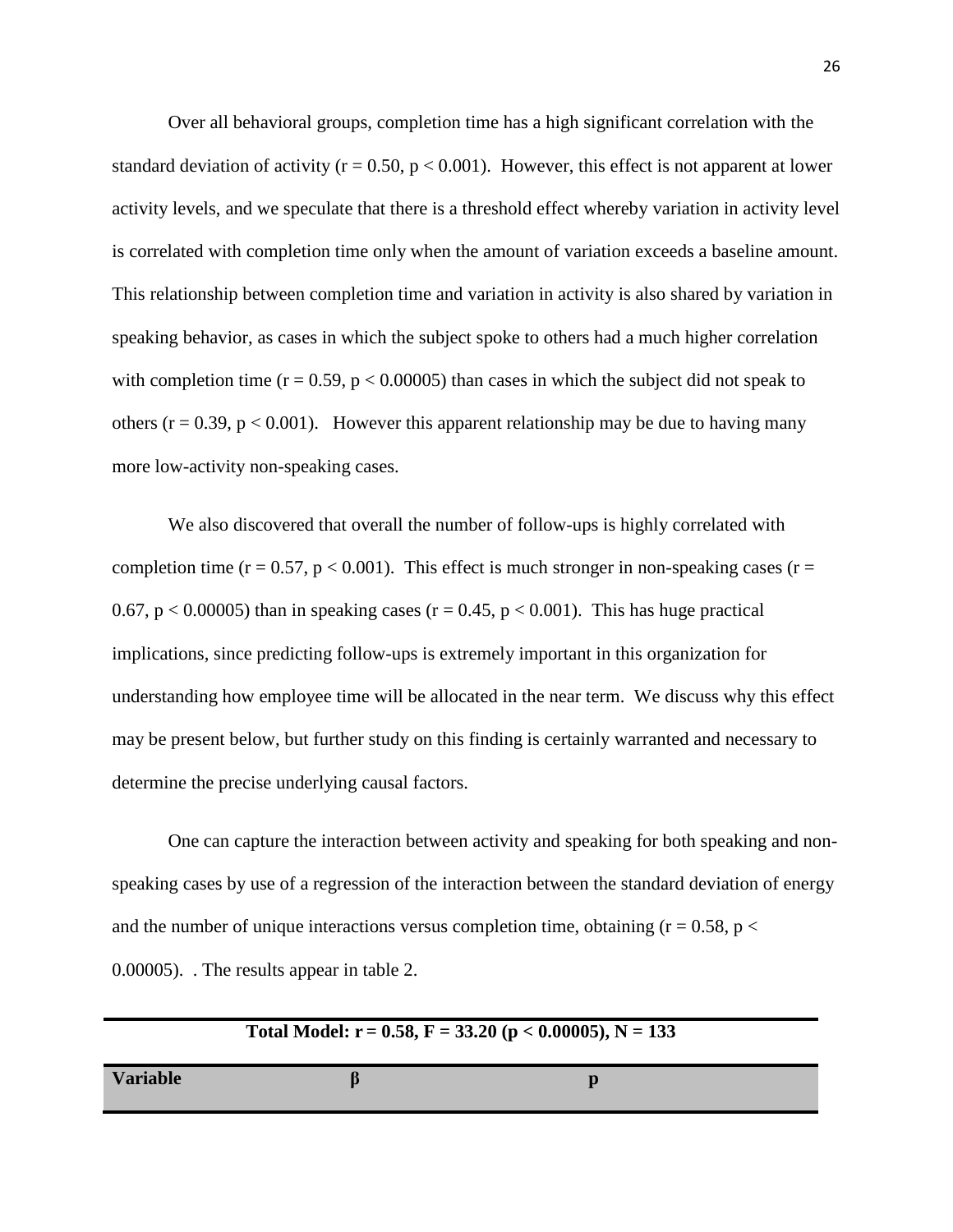Over all behavioral groups, completion time has a high significant correlation with the standard deviation of activity ($r = 0.50$, $p < 0.001$). However, this effect is not apparent at lower activity levels, and we speculate that there is a threshold effect whereby variation in activity level is correlated with completion time only when the amount of variation exceeds a baseline amount. This relationship between completion time and variation in activity is also shared by variation in speaking behavior, as cases in which the subject spoke to others had a much higher correlation with completion time ($r = 0.59$, $p < 0.00005$) than cases in which the subject did not speak to others ($r = 0.39$, $p < 0.001$). However this apparent relationship may be due to having many more low-activity non-speaking cases.

We also discovered that overall the number of follow-ups is highly correlated with completion time ($r = 0.57$, $p < 0.001$). This effect is much stronger in non-speaking cases ($r = 0.67$, $p < 0.00005$) than in speaking cases ($r = 0.45$, $p < 0.001$). This has huge practical implications, since predicting follow-ups is extremely important in this organization for understanding how employee time will be allocated in the near term. We discuss why this effect may be present below, but further study on this finding is certainly warranted and necessary to determine the precise underlying causal factors.

One can capture the interaction between activity and speaking for both speaking and non-speaking cases by use of a regression of the interaction between the standard deviation of energy and the number of unique interactions versus completion time, obtaining ($r = 0.58$, $p < 0.00005$). . The results appear in table 2.

| **Total Model: $r = 0.58$, $F = 33.20$ ($p < 0.00005$), $N = 133$** | | |
|---|---|---|
| **Variable** | **β** | **p** |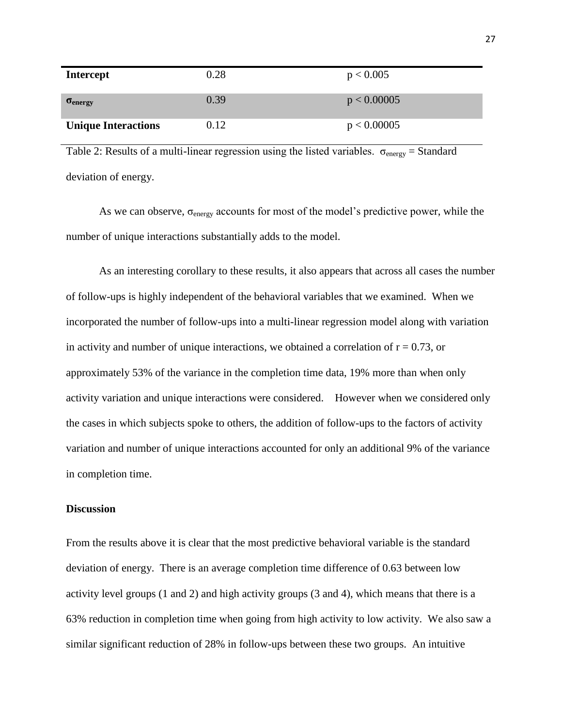| **Intercept** | 0.28 | $p < 0.005$ |
| --- | --- | --- |
| **$\sigma_{energy}$** | 0.39 | $p < 0.00005$ |
| **Unique Interactions** | 0.12 | $p < 0.00005$ |

Table 2: Results of a multi-linear regression using the listed variables. $\sigma_{energy}$ = Standard deviation of energy.

As we can observe, $\sigma_{energy}$ accounts for most of the model's predictive power, while the number of unique interactions substantially adds to the model.

As an interesting corollary to these results, it also appears that across all cases the number of follow-ups is highly independent of the behavioral variables that we examined. When we incorporated the number of follow-ups into a multi-linear regression model along with variation in activity and number of unique interactions, we obtained a correlation of $r = 0.73$, or approximately 53% of the variance in the completion time data, 19% more than when only activity variation and unique interactions were considered. However when we considered only the cases in which subjects spoke to others, the addition of follow-ups to the factors of activity variation and number of unique interactions accounted for only an additional 9% of the variance in completion time.

**Discussion**

From the results above it is clear that the most predictive behavioral variable is the standard deviation of energy. There is an average completion time difference of 0.63 between low activity level groups (1 and 2) and high activity groups (3 and 4), which means that there is a 63% reduction in completion time when going from high activity to low activity. We also saw a similar significant reduction of 28% in follow-ups between these two groups. An intuitive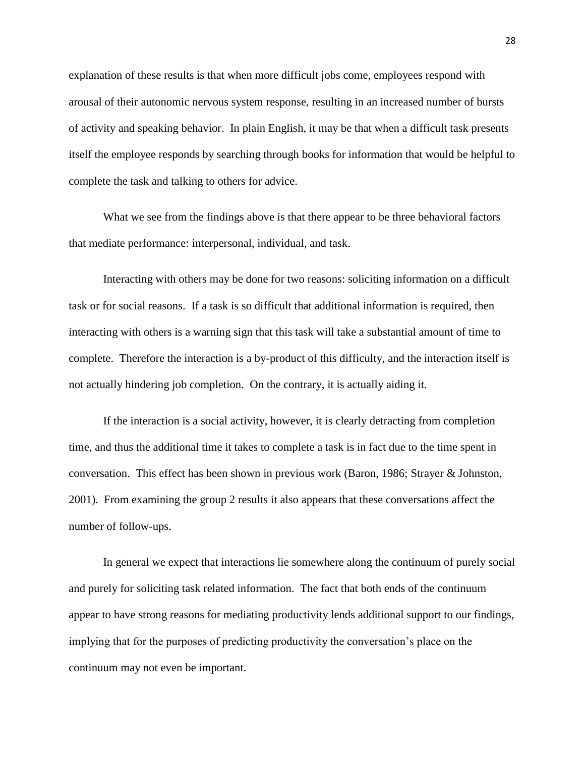explanation of these results is that when more difficult jobs come, employees respond with arousal of their autonomic nervous system response, resulting in an increased number of bursts of activity and speaking behavior. In plain English, it may be that when a difficult task presents itself the employee responds by searching through books for information that would be helpful to complete the task and talking to others for advice.

What we see from the findings above is that there appear to be three behavioral factors that mediate performance: interpersonal, individual, and task.

Interacting with others may be done for two reasons: soliciting information on a difficult task or for social reasons. If a task is so difficult that additional information is required, then interacting with others is a warning sign that this task will take a substantial amount of time to complete. Therefore the interaction is a by-product of this difficulty, and the interaction itself is not actually hindering job completion. On the contrary, it is actually aiding it.

If the interaction is a social activity, however, it is clearly detracting from completion time, and thus the additional time it takes to complete a task is in fact due to the time spent in conversation. This effect has been shown in previous work (Baron, 1986; Strayer & Johnston, 2001). From examining the group 2 results it also appears that these conversations affect the number of follow-ups.

In general we expect that interactions lie somewhere along the continuum of purely social and purely for soliciting task related information. The fact that both ends of the continuum appear to have strong reasons for mediating productivity lends additional support to our findings, implying that for the purposes of predicting productivity the conversation's place on the continuum may not even be important.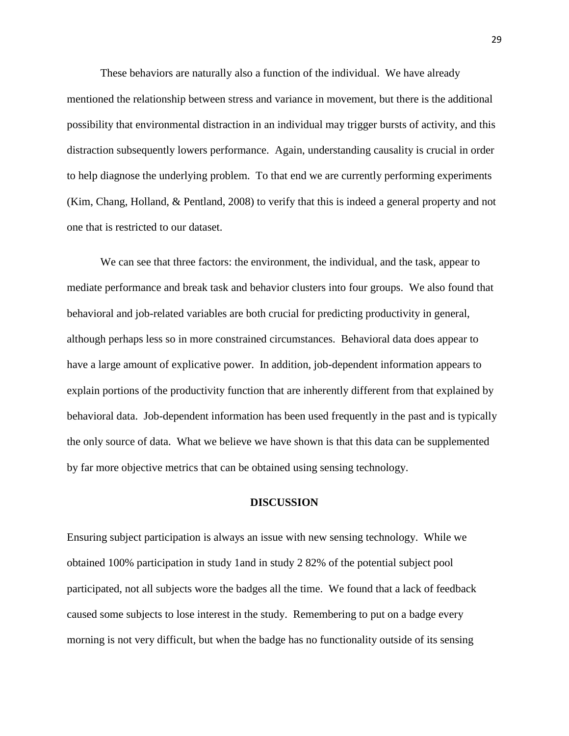These behaviors are naturally also a function of the individual. We have already mentioned the relationship between stress and variance in movement, but there is the additional possibility that environmental distraction in an individual may trigger bursts of activity, and this distraction subsequently lowers performance. Again, understanding causality is crucial in order to help diagnose the underlying problem. To that end we are currently performing experiments (Kim, Chang, Holland, & Pentland, 2008) to verify that this is indeed a general property and not one that is restricted to our dataset.

We can see that three factors: the environment, the individual, and the task, appear to mediate performance and break task and behavior clusters into four groups. We also found that behavioral and job-related variables are both crucial for predicting productivity in general, although perhaps less so in more constrained circumstances. Behavioral data does appear to have a large amount of explicative power. In addition, job-dependent information appears to explain portions of the productivity function that are inherently different from that explained by behavioral data. Job-dependent information has been used frequently in the past and is typically the only source of data. What we believe we have shown is that this data can be supplemented by far more objective metrics that can be obtained using sensing technology.

## DISCUSSION

Ensuring subject participation is always an issue with new sensing technology. While we obtained 100% participation in study 1and in study 2 82% of the potential subject pool participated, not all subjects wore the badges all the time. We found that a lack of feedback caused some subjects to lose interest in the study. Remembering to put on a badge every morning is not very difficult, but when the badge has no functionality outside of its sensing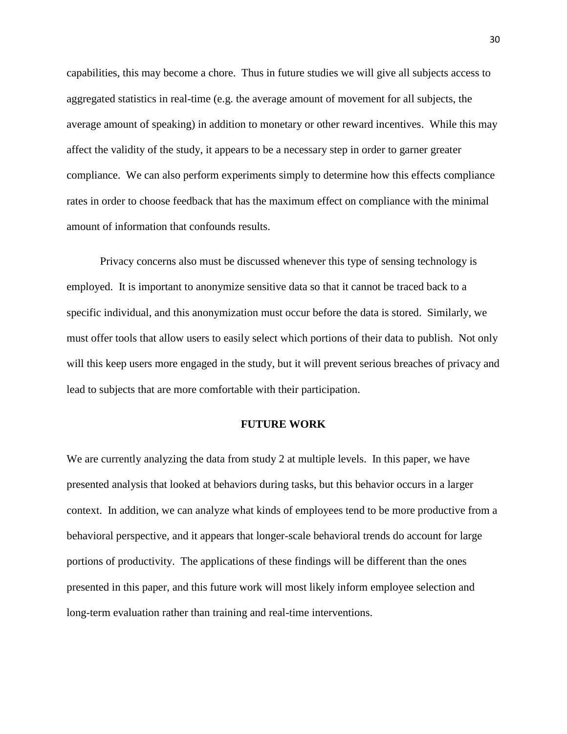capabilities, this may become a chore. Thus in future studies we will give all subjects access to aggregated statistics in real-time (e.g. the average amount of movement for all subjects, the average amount of speaking) in addition to monetary or other reward incentives. While this may affect the validity of the study, it appears to be a necessary step in order to garner greater compliance. We can also perform experiments simply to determine how this effects compliance rates in order to choose feedback that has the maximum effect on compliance with the minimal amount of information that confounds results.

Privacy concerns also must be discussed whenever this type of sensing technology is employed. It is important to anonymize sensitive data so that it cannot be traced back to a specific individual, and this anonymization must occur before the data is stored. Similarly, we must offer tools that allow users to easily select which portions of their data to publish. Not only will this keep users more engaged in the study, but it will prevent serious breaches of privacy and lead to subjects that are more comfortable with their participation.

## FUTURE WORK

We are currently analyzing the data from study 2 at multiple levels. In this paper, we have presented analysis that looked at behaviors during tasks, but this behavior occurs in a larger context. In addition, we can analyze what kinds of employees tend to be more productive from a behavioral perspective, and it appears that longer-scale behavioral trends do account for large portions of productivity. The applications of these findings will be different than the ones presented in this paper, and this future work will most likely inform employee selection and long-term evaluation rather than training and real-time interventions.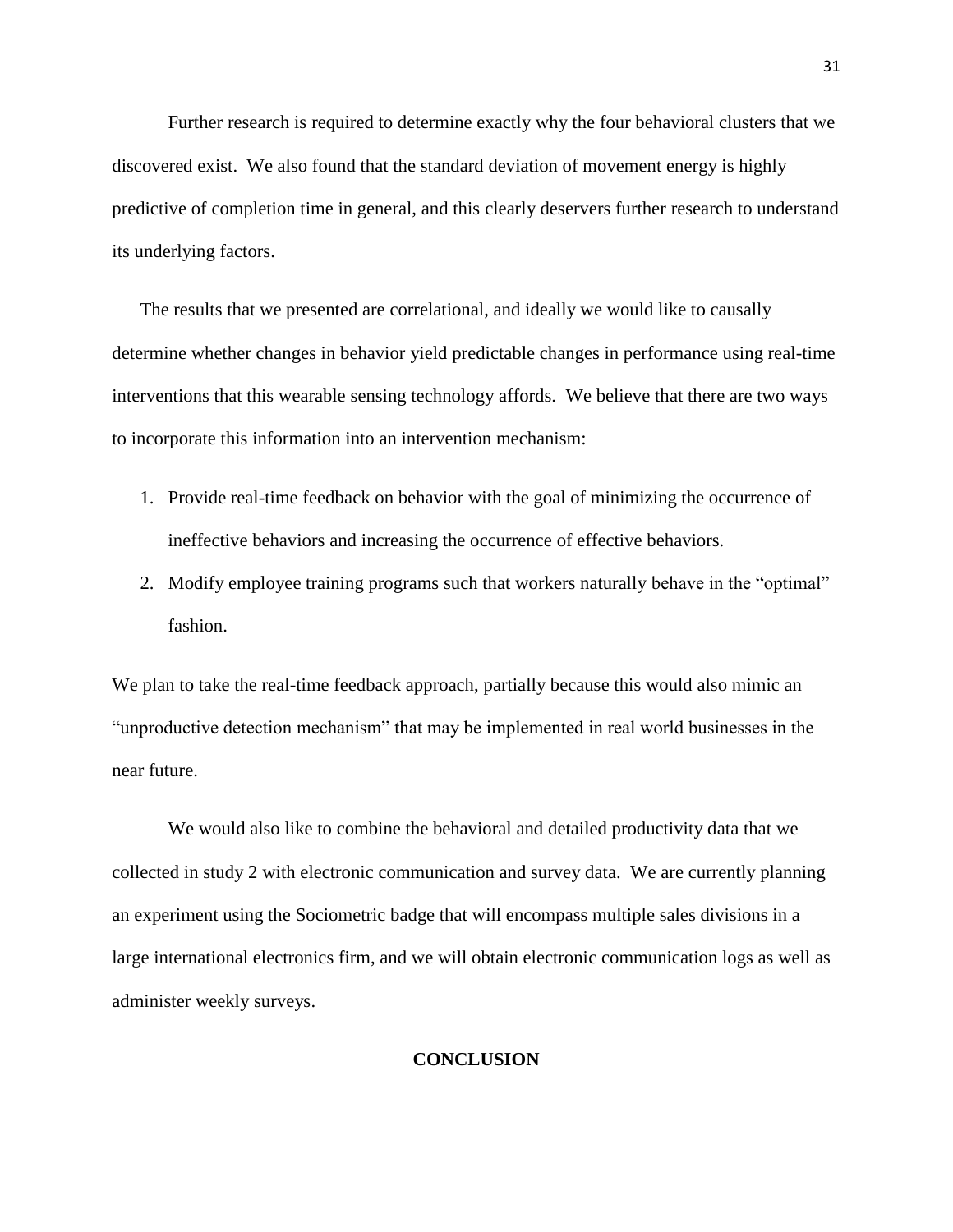Further research is required to determine exactly why the four behavioral clusters that we discovered exist. We also found that the standard deviation of movement energy is highly predictive of completion time in general, and this clearly deservers further research to understand its underlying factors.

The results that we presented are correlational, and ideally we would like to causally determine whether changes in behavior yield predictable changes in performance using real-time interventions that this wearable sensing technology affords. We believe that there are two ways to incorporate this information into an intervention mechanism:

1. Provide real-time feedback on behavior with the goal of minimizing the occurrence of ineffective behaviors and increasing the occurrence of effective behaviors.
2. Modify employee training programs such that workers naturally behave in the "optimal" fashion.

We plan to take the real-time feedback approach, partially because this would also mimic an "unproductive detection mechanism" that may be implemented in real world businesses in the near future.

We would also like to combine the behavioral and detailed productivity data that we collected in study 2 with electronic communication and survey data. We are currently planning an experiment using the Sociometric badge that will encompass multiple sales divisions in a large international electronics firm, and we will obtain electronic communication logs as well as administer weekly surveys.

## CONCLUSION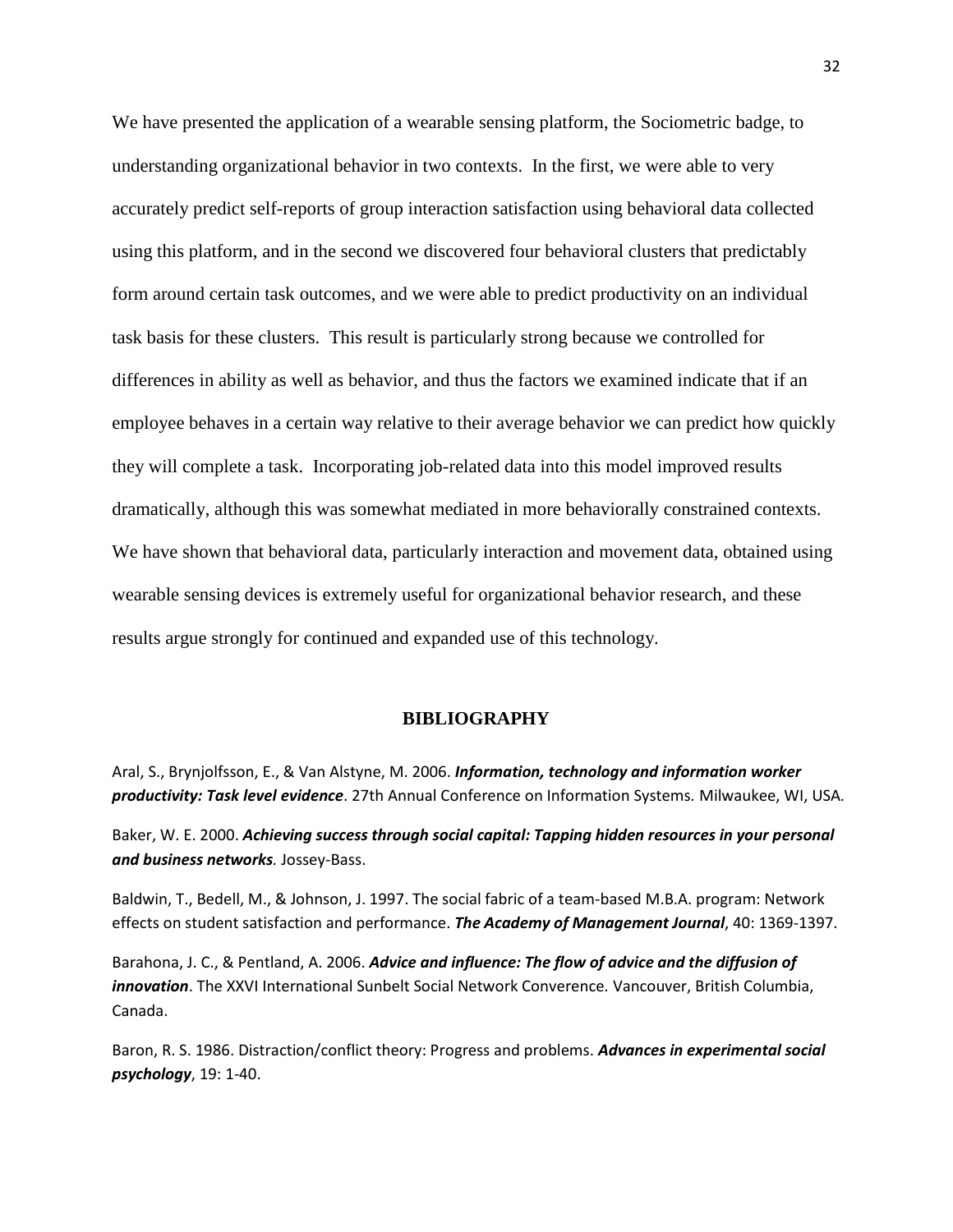We have presented the application of a wearable sensing platform, the Sociometric badge, to understanding organizational behavior in two contexts. In the first, we were able to very accurately predict self-reports of group interaction satisfaction using behavioral data collected using this platform, and in the second we discovered four behavioral clusters that predictably form around certain task outcomes, and we were able to predict productivity on an individual task basis for these clusters. This result is particularly strong because we controlled for differences in ability as well as behavior, and thus the factors we examined indicate that if an employee behaves in a certain way relative to their average behavior we can predict how quickly they will complete a task. Incorporating job-related data into this model improved results dramatically, although this was somewhat mediated in more behaviorally constrained contexts. We have shown that behavioral data, particularly interaction and movement data, obtained using wearable sensing devices is extremely useful for organizational behavior research, and these results argue strongly for continued and expanded use of this technology.

## BIBLIOGRAPHY

Aral, S., Brynjolfsson, E., & Van Alstyne, M. 2006. ***Information, technology and information worker productivity: Task level evidence***. 27th Annual Conference on Information Systems. Milwaukee, WI, USA.

Baker, W. E. 2000. ***Achieving success through social capital: Tapping hidden resources in your personal and business networks***. Jossey-Bass.

Baldwin, T., Bedell, M., & Johnson, J. 1997. The social fabric of a team-based M.B.A. program: Network effects on student satisfaction and performance. ***The Academy of Management Journal***, 40: 1369-1397.

Barahona, J. C., & Pentland, A. 2006. ***Advice and influence: The flow of advice and the diffusion of innovation***. The XXVI International Sunbelt Social Network Converence. Vancouver, British Columbia, Canada.

Baron, R. S. 1986. Distraction/conflict theory: Progress and problems. ***Advances in experimental social psychology***, 19: 1-40.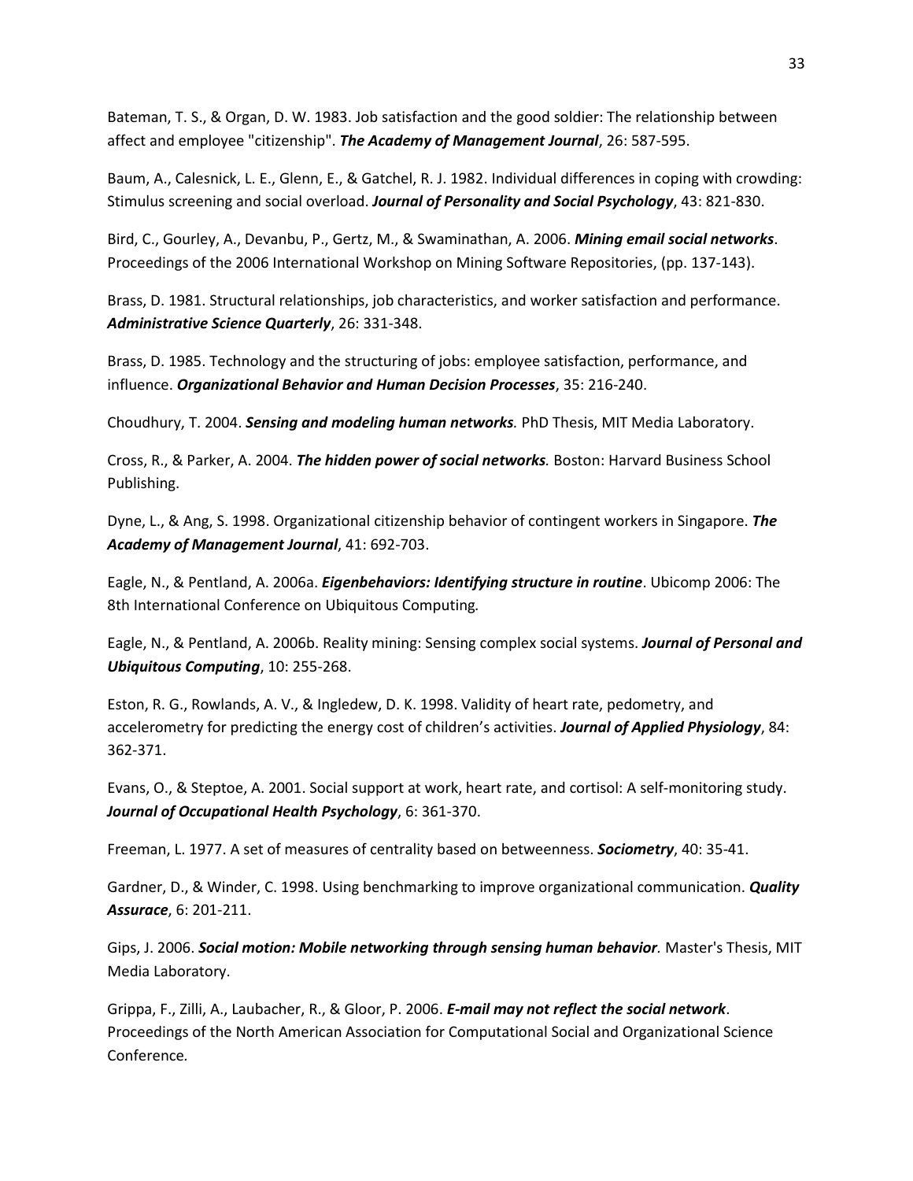Bateman, T. S., & Organ, D. W. 1983. Job satisfaction and the good soldier: The relationship between affect and employee "citizenship". ***The Academy of Management Journal***, 26: 587-595.

Baum, A., Calesnick, L. E., Glenn, E., & Gatchel, R. J. 1982. Individual differences in coping with crowding: Stimulus screening and social overload. ***Journal of Personality and Social Psychology***, 43: 821-830.

Bird, C., Gourley, A., Devanbu, P., Gertz, M., & Swaminathan, A. 2006. ***Mining email social networks***. Proceedings of the 2006 International Workshop on Mining Software Repositories, (pp. 137-143).

Brass, D. 1981. Structural relationships, job characteristics, and worker satisfaction and performance. ***Administrative Science Quarterly***, 26: 331-348.

Brass, D. 1985. Technology and the structuring of jobs: employee satisfaction, performance, and influence. ***Organizational Behavior and Human Decision Processes***, 35: 216-240.

Choudhury, T. 2004. ***Sensing and modeling human networks****.* PhD Thesis, MIT Media Laboratory.

Cross, R., & Parker, A. 2004. ***The hidden power of social networks****.* Boston: Harvard Business School Publishing.

Dyne, L., & Ang, S. 1998. Organizational citizenship behavior of contingent workers in Singapore. ***The Academy of Management Journal***, 41: 692-703.

Eagle, N., & Pentland, A. 2006a. ***Eigenbehaviors: Identifying structure in routine***. Ubicomp 2006: The 8th International Conference on Ubiquitous Computing*.*

Eagle, N., & Pentland, A. 2006b. Reality mining: Sensing complex social systems. ***Journal of Personal and Ubiquitous Computing***, 10: 255-268.

Eston, R. G., Rowlands, A. V., & Ingledew, D. K. 1998. Validity of heart rate, pedometry, and accelerometry for predicting the energy cost of children's activities. ***Journal of Applied Physiology***, 84: 362-371.

Evans, O., & Steptoe, A. 2001. Social support at work, heart rate, and cortisol: A self-monitoring study. ***Journal of Occupational Health Psychology***, 6: 361-370.

Freeman, L. 1977. A set of measures of centrality based on betweenness. ***Sociometry***, 40: 35-41.

Gardner, D., & Winder, C. 1998. Using benchmarking to improve organizational communication. ***Quality Assurace***, 6: 201-211.

Gips, J. 2006. ***Social motion: Mobile networking through sensing human behavior****.* Master's Thesis, MIT Media Laboratory.

Grippa, F., Zilli, A., Laubacher, R., & Gloor, P. 2006. ***E-mail may not reflect the social network***. Proceedings of the North American Association for Computational Social and Organizational Science Conference*.*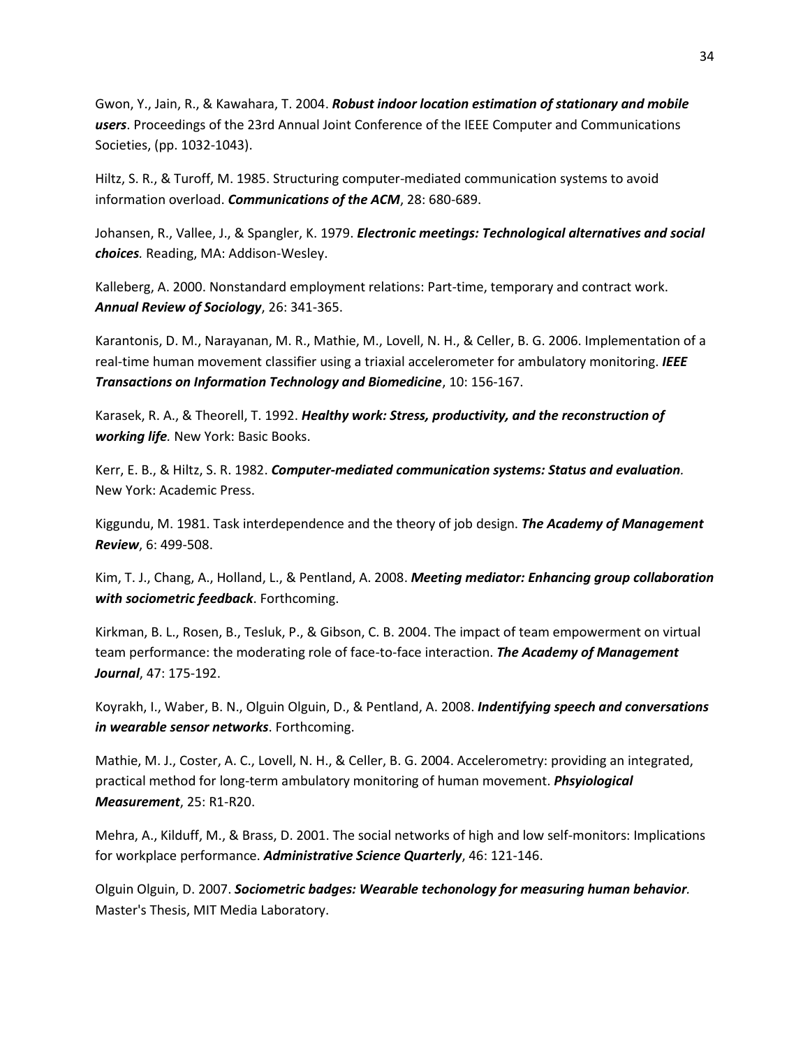Gwon, Y., Jain, R., & Kawahara, T. 2004. ***Robust indoor location estimation of stationary and mobile users***. Proceedings of the 23rd Annual Joint Conference of the IEEE Computer and Communications Societies, (pp. 1032-1043).

Hiltz, S. R., & Turoff, M. 1985. Structuring computer-mediated communication systems to avoid information overload. ***Communications of the ACM***, 28: 680-689.

Johansen, R., Vallee, J., & Spangler, K. 1979. ***Electronic meetings: Technological alternatives and social choices.*** Reading, MA: Addison-Wesley.

Kalleberg, A. 2000. Nonstandard employment relations: Part-time, temporary and contract work. ***Annual Review of Sociology***, 26: 341-365.

Karantonis, D. M., Narayanan, M. R., Mathie, M., Lovell, N. H., & Celler, B. G. 2006. Implementation of a real-time human movement classifier using a triaxial accelerometer for ambulatory monitoring. ***IEEE Transactions on Information Technology and Biomedicine***, 10: 156-167.

Karasek, R. A., & Theorell, T. 1992. ***Healthy work: Stress, productivity, and the reconstruction of working life.*** New York: Basic Books.

Kerr, E. B., & Hiltz, S. R. 1982. ***Computer-mediated communication systems: Status and evaluation***. New York: Academic Press.

Kiggundu, M. 1981. Task interdependence and the theory of job design. ***The Academy of Management Review***, 6: 499-508.

Kim, T. J., Chang, A., Holland, L., & Pentland, A. 2008. ***Meeting mediator: Enhancing group collaboration with sociometric feedback***. Forthcoming.

Kirkman, B. L., Rosen, B., Tesluk, P., & Gibson, C. B. 2004. The impact of team empowerment on virtual team performance: the moderating role of face-to-face interaction. ***The Academy of Management Journal***, 47: 175-192.

Koyrakh, I., Waber, B. N., Olguin Olguin, D., & Pentland, A. 2008. ***Indentifying speech and conversations in wearable sensor networks***. Forthcoming.

Mathie, M. J., Coster, A. C., Lovell, N. H., & Celler, B. G. 2004. Accelerometry: providing an integrated, practical method for long-term ambulatory monitoring of human movement. ***Phsyiological Measurement***, 25: R1-R20.

Mehra, A., Kilduff, M., & Brass, D. 2001. The social networks of high and low self-monitors: Implications for workplace performance. ***Administrative Science Quarterly***, 46: 121-146.

Olguin Olguin, D. 2007. ***Sociometric badges: Wearable techonology for measuring human behavior.*** Master's Thesis, MIT Media Laboratory.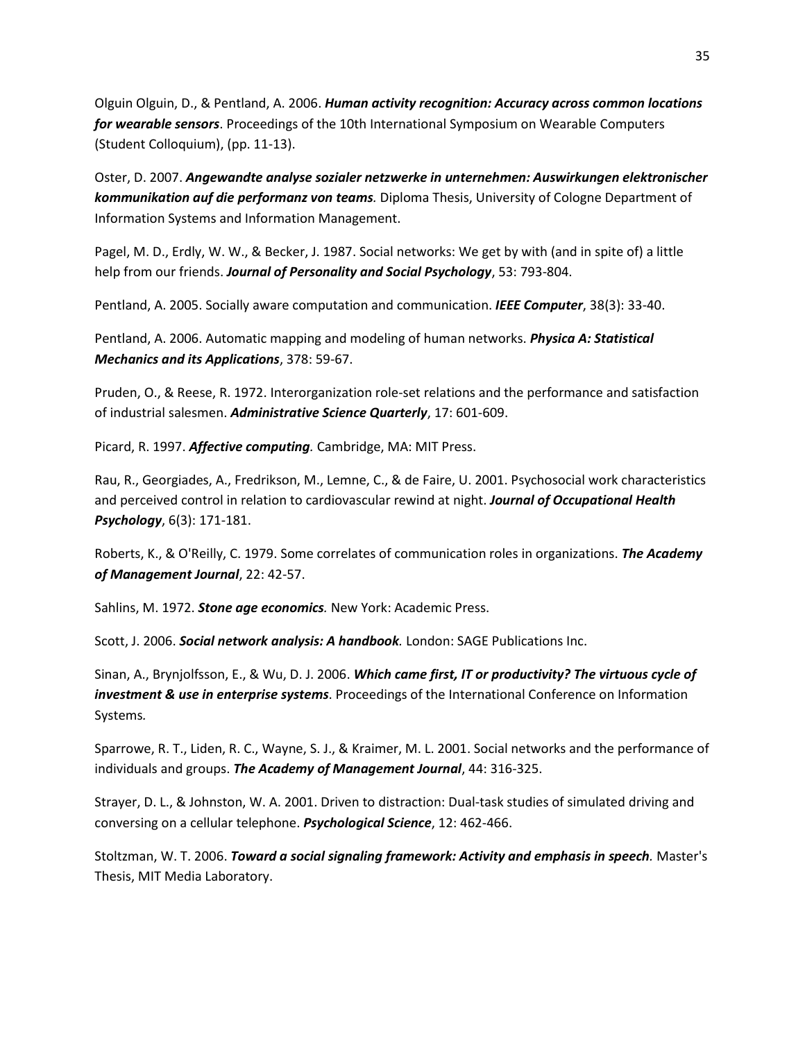Olguin Olguin, D., & Pentland, A. 2006. ***Human activity recognition: Accuracy across common locations for wearable sensors***. Proceedings of the 10th International Symposium on Wearable Computers (Student Colloquium), (pp. 11-13).

Oster, D. 2007. ***Angewandte analyse sozialer netzwerke in unternehmen: Auswirkungen elektronischer kommunikation auf die performanz von teams****.* Diploma Thesis, University of Cologne Department of Information Systems and Information Management.

Pagel, M. D., Erdly, W. W., & Becker, J. 1987. Social networks: We get by with (and in spite of) a little help from our friends. ***Journal of Personality and Social Psychology***, 53: 793-804.

Pentland, A. 2005. Socially aware computation and communication. ***IEEE Computer***, 38(3): 33-40.

Pentland, A. 2006. Automatic mapping and modeling of human networks. ***Physica A: Statistical Mechanics and its Applications***, 378: 59-67.

Pruden, O., & Reese, R. 1972. Interorganization role-set relations and the performance and satisfaction of industrial salesmen. ***Administrative Science Quarterly***, 17: 601-609.

Picard, R. 1997. ***Affective computing****.* Cambridge, MA: MIT Press.

Rau, R., Georgiades, A., Fredrikson, M., Lemne, C., & de Faire, U. 2001. Psychosocial work characteristics and perceived control in relation to cardiovascular rewind at night. ***Journal of Occupational Health Psychology***, 6(3): 171-181.

Roberts, K., & O'Reilly, C. 1979. Some correlates of communication roles in organizations. ***The Academy of Management Journal***, 22: 42-57.

Sahlins, M. 1972. ***Stone age economics****.* New York: Academic Press.

Scott, J. 2006. ***Social network analysis: A handbook****.* London: SAGE Publications Inc.

Sinan, A., Brynjolfsson, E., & Wu, D. J. 2006. ***Which came first, IT or productivity? The virtuous cycle of investment & use in enterprise systems***. Proceedings of the International Conference on Information Systems*.*

Sparrowe, R. T., Liden, R. C., Wayne, S. J., & Kraimer, M. L. 2001. Social networks and the performance of individuals and groups. ***The Academy of Management Journal***, 44: 316-325.

Strayer, D. L., & Johnston, W. A. 2001. Driven to distraction: Dual-task studies of simulated driving and conversing on a cellular telephone. ***Psychological Science***, 12: 462-466.

Stoltzman, W. T. 2006. ***Toward a social signaling framework: Activity and emphasis in speech****.* Master's Thesis, MIT Media Laboratory.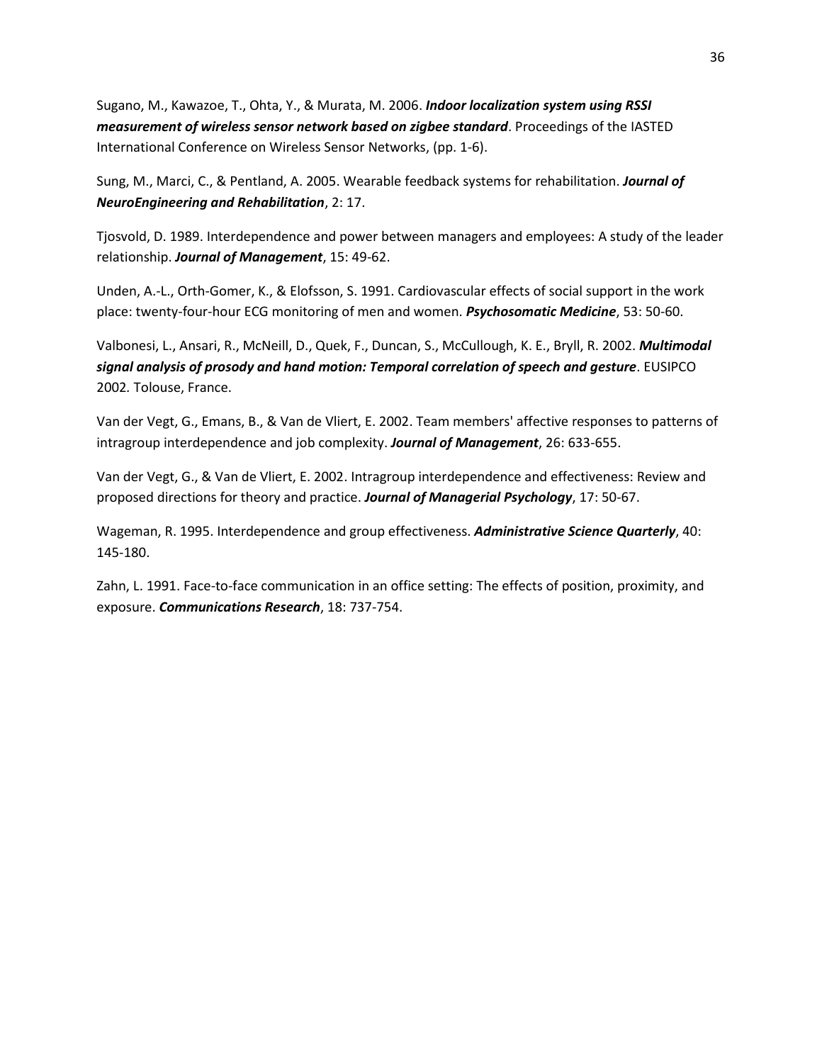Sugano, M., Kawazoe, T., Ohta, Y., & Murata, M. 2006. ***Indoor localization system using RSSI measurement of wireless sensor network based on zigbee standard***. Proceedings of the IASTED International Conference on Wireless Sensor Networks, (pp. 1-6).

Sung, M., Marci, C., & Pentland, A. 2005. Wearable feedback systems for rehabilitation. ***Journal of NeuroEngineering and Rehabilitation***, 2: 17.

Tjosvold, D. 1989. Interdependence and power between managers and employees: A study of the leader relationship. ***Journal of Management***, 15: 49-62.

Unden, A.-L., Orth-Gomer, K., & Elofsson, S. 1991. Cardiovascular effects of social support in the work place: twenty-four-hour ECG monitoring of men and women. ***Psychosomatic Medicine***, 53: 50-60.

Valbonesi, L., Ansari, R., McNeill, D., Quek, F., Duncan, S., McCullough, K. E., Bryll, R. 2002. ***Multimodal signal analysis of prosody and hand motion: Temporal correlation of speech and gesture***. EUSIPCO 2002. Tolouse, France.

Van der Vegt, G., Emans, B., & Van de Vliert, E. 2002. Team members' affective responses to patterns of intragroup interdependence and job complexity. ***Journal of Management***, 26: 633-655.

Van der Vegt, G., & Van de Vliert, E. 2002. Intragroup interdependence and effectiveness: Review and proposed directions for theory and practice. ***Journal of Managerial Psychology***, 17: 50-67.

Wageman, R. 1995. Interdependence and group effectiveness. ***Administrative Science Quarterly***, 40: 145-180.

Zahn, L. 1991. Face-to-face communication in an office setting: The effects of position, proximity, and exposure. ***Communications Research***, 18: 737-754.